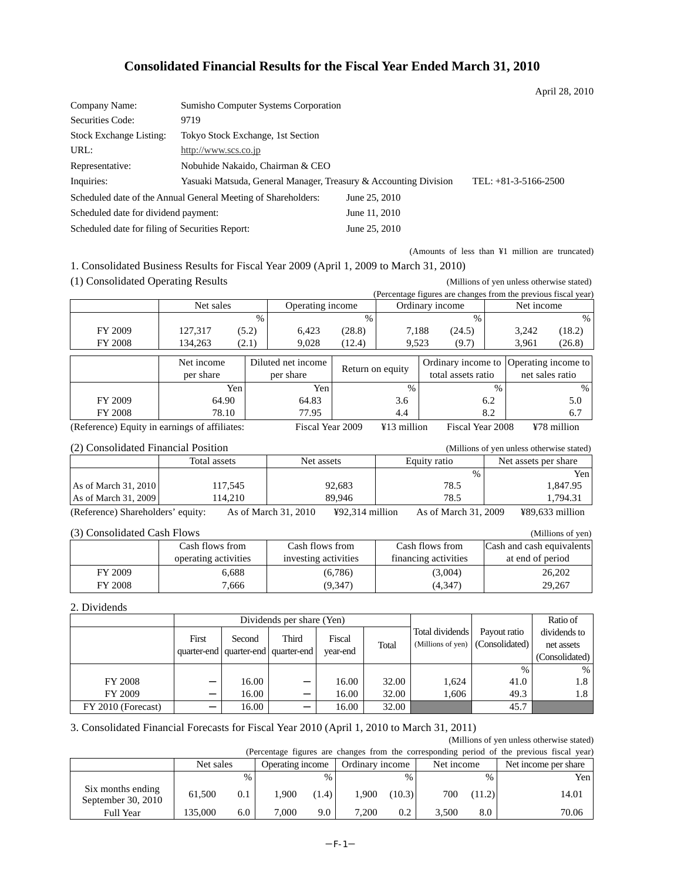# Consolidated Financial Results for the Fiscal Year Ended March 31, 2010

April 28, 2010

| | |
|---|---|
| Company Name: | Sumisho Computer Systems Corporation |
| Securities Code: | 9719 |
| Stock Exchange Listing: | Tokyo Stock Exchange, 1st Section |
| URL: | http://www.scs.co.jp |
| Representative: | Nobuhide Nakaido, Chairman & CEO |
| Inquiries: | Yasuaki Matsuda, General Manager, Treasury & Accounting Division TEL: +81-3-5166-2500 |

Scheduled date of the Annual General Meeting of Shareholders: June 25, 2010
Scheduled date for dividend payment: June 11, 2010
Scheduled date for filing of Securities Report: June 25, 2010

(Amounts of less than ¥1 million are truncated)

## 1. Consolidated Business Results for Fiscal Year 2009 (April 1, 2009 to March 31, 2010)

### (1) Consolidated Operating Results

(Millions of yen unless otherwise stated)
(Percentage figures are changes from the previous fiscal year)

| | Net sales | | Operating income | | Ordinary income | | Net income | |
|---|---|---|---|---|---|---|---|---|
| | | % | | % | | % | | % |
| FY 2009 | 127,317 | (5.2) | 6,423 | (28.8) | 7,188 | (24.5) | 3,242 | (18.2) |
| FY 2008 | 134,263 | (2.1) | 9,028 | (12.4) | 9,523 | (9.7) | 3,961 | (26.8) |

| | Net income per share | Diluted net income per share | Return on equity | Ordinary income to total assets ratio | Operating income to net sales ratio |
|---|---|---|---|---|---|
| | Yen | Yen | % | % | % |
| FY 2009 | 64.90 | 64.83 | 3.6 | 6.2 | 5.0 |
| FY 2008 | 78.10 | 77.95 | 4.4 | 8.2 | 6.7 |

(Reference) Equity in earnings of affiliates: Fiscal Year 2009 ¥13 million Fiscal Year 2008 ¥78 million

### (2) Consolidated Financial Position

(Millions of yen unless otherwise stated)

| | Total assets | Net assets | Equity ratio | Net assets per share |
|---|---|---|---|---|
| | | | % | Yen |
| As of March 31, 2010 | 117,545 | 92,683 | 78.5 | 1,847.95 |
| As of March 31, 2009 | 114,210 | 89,946 | 78.5 | 1,794.31 |

(Reference) Shareholders' equity: As of March 31, 2010 ¥92,314 million As of March 31, 2009 ¥89,633 million

### (3) Consolidated Cash Flows

(Millions of yen)

| | Cash flows from operating activities | Cash flows from investing activities | Cash flows from financing activities | Cash and cash equivalents at end of period |
|---|---|---|---|---|
| FY 2009 | 6,688 | (6,786) | (3,004) | 26,202 |
| FY 2008 | 7,666 | (9,347) | (4,347) | 29,267 |

## 2. Dividends

| | Dividends per share (Yen) | | | | | Total dividends (Millions of yen) | Payout ratio (Consolidated) | Ratio of dividends to net assets (Consolidated) |
|---|---|---|---|---|---|---|---|---|
| | First quarter-end | Second quarter-end | Third quarter-end | Fiscal year-end | Total | | | |
| | | | | | | | % | % |
| FY 2008 | ― | 16.00 | ― | 16.00 | 32.00 | 1,624 | 41.0 | 1.8 |
| FY 2009 | ― | 16.00 | ― | 16.00 | 32.00 | 1,606 | 49.3 | 1.8 |
| FY 2010 (Forecast) | ― | 16.00 | ― | 16.00 | 32.00 | | 45.7 | |

## 3. Consolidated Financial Forecasts for Fiscal Year 2010 (April 1, 2010 to March 31, 2011)

(Millions of yen unless otherwise stated)
(Percentage figures are changes from the corresponding period of the previous fiscal year)

| | Net sales | | Operating income | | Ordinary income | | Net income | | Net income per share |
|---|---|---|---|---|---|---|---|---|---|
| | | % | | % | | % | | % | Yen |
| Six months ending September 30, 2010 | 61,500 | 0.1 | 1,900 | (1.4) | 1,900 | (10.3) | 700 | (11.2) | 14.01 |
| Full Year | 135,000 | 6.0 | 7,000 | 9.0 | 7,200 | 0.2 | 3,500 | 8.0 | 70.06 |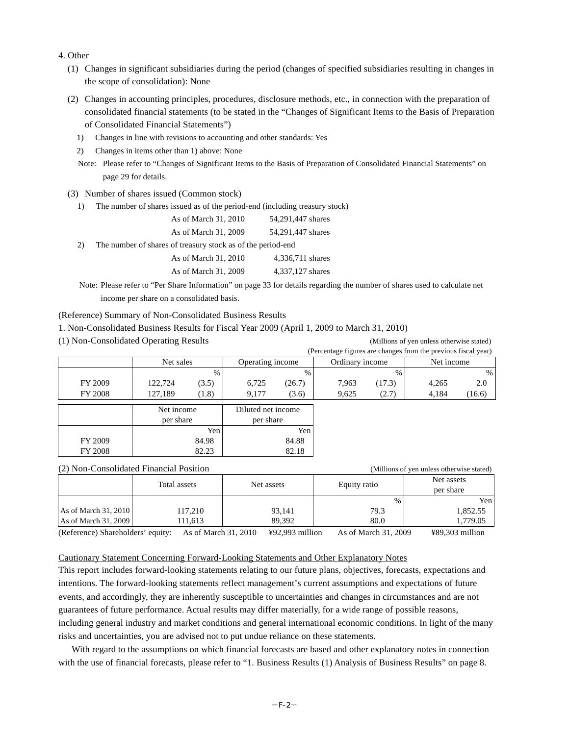4. Other

(1) Changes in significant subsidiaries during the period (changes of specified subsidiaries resulting in changes in the scope of consolidation): None

(2) Changes in accounting principles, procedures, disclosure methods, etc., in connection with the preparation of consolidated financial statements (to be stated in the "Changes of Significant Items to the Basis of Preparation of Consolidated Financial Statements")

1) Changes in line with revisions to accounting and other standards: Yes

2) Changes in items other than 1) above: None

Note: Please refer to "Changes of Significant Items to the Basis of Preparation of Consolidated Financial Statements" on page 29 for details.

(3) Number of shares issued (Common stock)

1) The number of shares issued as of the period-end (including treasury stock)

| | |
|---|---|
| As of March 31, 2010 | 54,291,447 shares |
| As of March 31, 2009 | 54,291,447 shares |

2) The number of shares of treasury stock as of the period-end

| | |
|---|---|
| As of March 31, 2010 | 4,336,711 shares |
| As of March 31, 2009 | 4,337,127 shares |

Note: Please refer to "Per Share Information" on page 33 for details regarding the number of shares used to calculate net income per share on a consolidated basis.

(Reference) Summary of Non-Consolidated Business Results

1. Non-Consolidated Business Results for Fiscal Year 2009 (April 1, 2009 to March 31, 2010)

(1) Non-Consolidated Operating Results

(Millions of yen unless otherwise stated)
(Percentage figures are changes from the previous fiscal year)

| | Net sales | | Operating income | | Ordinary income | | Net income | |
|---|---|---|---|---|---|---|---|---|
| | | % | | % | | % | | % |
| FY 2009 | 122,724 | (3.5) | 6,725 | (26.7) | 7,963 | (17.3) | 4,265 | 2.0 |
| FY 2008 | 127,189 | (1.8) | 9,177 | (3.6) | 9,625 | (2.7) | 4,184 | (16.6) |

| | Net income per share | Diluted net income per share |
|---|---|---|
| | Yen | Yen |
| FY 2009 | 84.98 | 84.88 |
| FY 2008 | 82.23 | 82.18 |

(2) Non-Consolidated Financial Position

(Millions of yen unless otherwise stated)

| | Total assets | Net assets | Equity ratio | Net assets per share |
|---|---|---|---|---|
| | | | % | Yen |
| As of March 31, 2010 | 117,210 | 93,141 | 79.3 | 1,852.55 |
| As of March 31, 2009 | 111,613 | 89,392 | 80.0 | 1,779.05 |

(Reference) Shareholders' equity: As of March 31, 2010 ¥92,993 million As of March 31, 2009 ¥89,303 million

Cautionary Statement Concerning Forward-Looking Statements and Other Explanatory Notes

This report includes forward-looking statements relating to our future plans, objectives, forecasts, expectations and intentions. The forward-looking statements reflect management's current assumptions and expectations of future events, and accordingly, they are inherently susceptible to uncertainties and changes in circumstances and are not guarantees of future performance. Actual results may differ materially, for a wide range of possible reasons, including general industry and market conditions and general international economic conditions. In light of the many risks and uncertainties, you are advised not to put undue reliance on these statements.

With regard to the assumptions on which financial forecasts are based and other explanatory notes in connection with the use of financial forecasts, please refer to "1. Business Results (1) Analysis of Business Results" on page 8.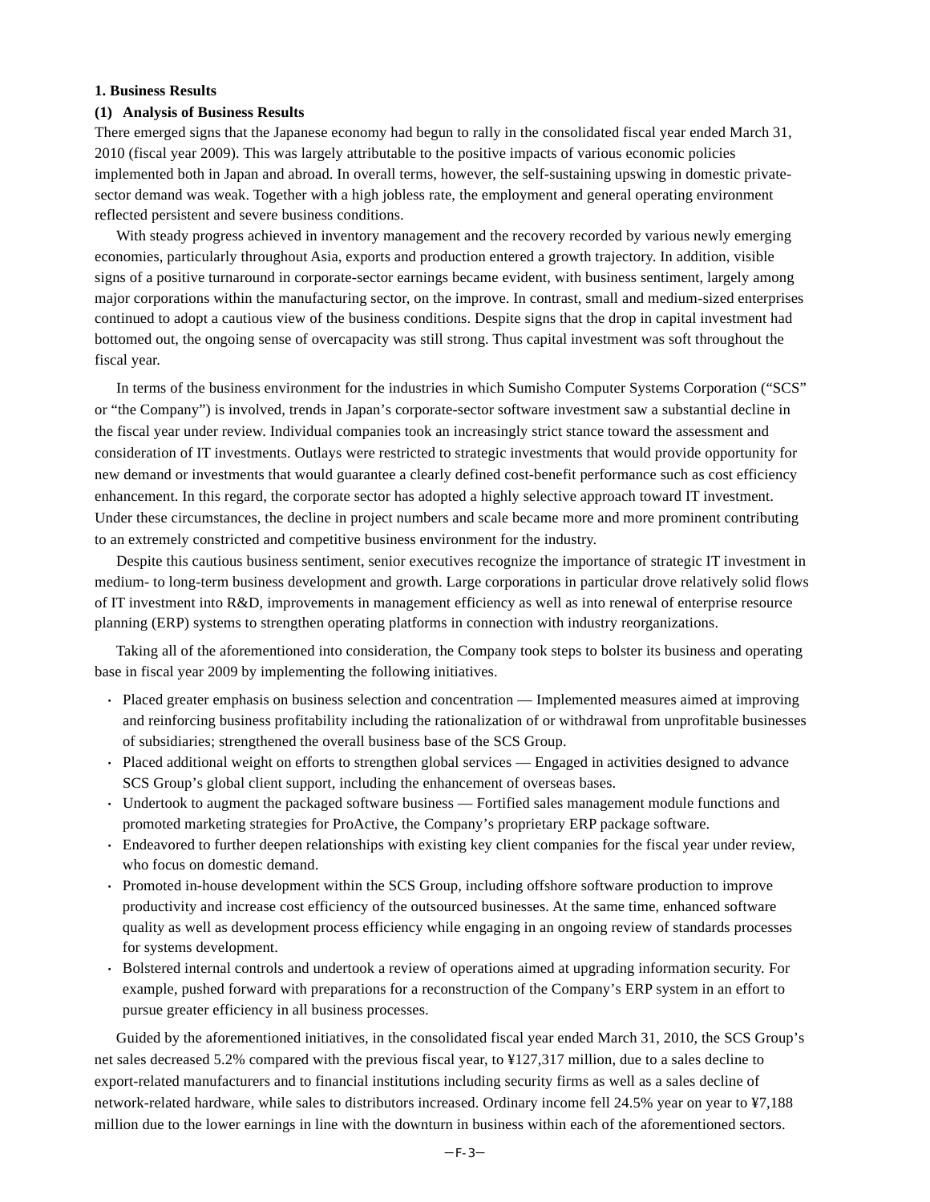## 1. Business Results

### (1) Analysis of Business Results

There emerged signs that the Japanese economy had begun to rally in the consolidated fiscal year ended March 31, 2010 (fiscal year 2009). This was largely attributable to the positive impacts of various economic policies implemented both in Japan and abroad. In overall terms, however, the self-sustaining upswing in domestic private-sector demand was weak. Together with a high jobless rate, the employment and general operating environment reflected persistent and severe business conditions.

With steady progress achieved in inventory management and the recovery recorded by various newly emerging economies, particularly throughout Asia, exports and production entered a growth trajectory. In addition, visible signs of a positive turnaround in corporate-sector earnings became evident, with business sentiment, largely among major corporations within the manufacturing sector, on the improve. In contrast, small and medium-sized enterprises continued to adopt a cautious view of the business conditions. Despite signs that the drop in capital investment had bottomed out, the ongoing sense of overcapacity was still strong. Thus capital investment was soft throughout the fiscal year.

In terms of the business environment for the industries in which Sumisho Computer Systems Corporation ("SCS" or "the Company") is involved, trends in Japan's corporate-sector software investment saw a substantial decline in the fiscal year under review. Individual companies took an increasingly strict stance toward the assessment and consideration of IT investments. Outlays were restricted to strategic investments that would provide opportunity for new demand or investments that would guarantee a clearly defined cost-benefit performance such as cost efficiency enhancement. In this regard, the corporate sector has adopted a highly selective approach toward IT investment. Under these circumstances, the decline in project numbers and scale became more and more prominent contributing to an extremely constricted and competitive business environment for the industry.

Despite this cautious business sentiment, senior executives recognize the importance of strategic IT investment in medium- to long-term business development and growth. Large corporations in particular drove relatively solid flows of IT investment into R&D, improvements in management efficiency as well as into renewal of enterprise resource planning (ERP) systems to strengthen operating platforms in connection with industry reorganizations.

Taking all of the aforementioned into consideration, the Company took steps to bolster its business and operating base in fiscal year 2009 by implementing the following initiatives.

- Placed greater emphasis on business selection and concentration — Implemented measures aimed at improving and reinforcing business profitability including the rationalization of or withdrawal from unprofitable businesses of subsidiaries; strengthened the overall business base of the SCS Group.
- Placed additional weight on efforts to strengthen global services — Engaged in activities designed to advance SCS Group's global client support, including the enhancement of overseas bases.
- Undertook to augment the packaged software business — Fortified sales management module functions and promoted marketing strategies for ProActive, the Company's proprietary ERP package software.
- Endeavored to further deepen relationships with existing key client companies for the fiscal year under review, who focus on domestic demand.
- Promoted in-house development within the SCS Group, including offshore software production to improve productivity and increase cost efficiency of the outsourced businesses. At the same time, enhanced software quality as well as development process efficiency while engaging in an ongoing review of standards processes for systems development.
- Bolstered internal controls and undertook a review of operations aimed at upgrading information security. For example, pushed forward with preparations for a reconstruction of the Company's ERP system in an effort to pursue greater efficiency in all business processes.

Guided by the aforementioned initiatives, in the consolidated fiscal year ended March 31, 2010, the SCS Group's net sales decreased 5.2% compared with the previous fiscal year, to ¥127,317 million, due to a sales decline to export-related manufacturers and to financial institutions including security firms as well as a sales decline of network-related hardware, while sales to distributors increased. Ordinary income fell 24.5% year on year to ¥7,188 million due to the lower earnings in line with the downturn in business within each of the aforementioned sectors.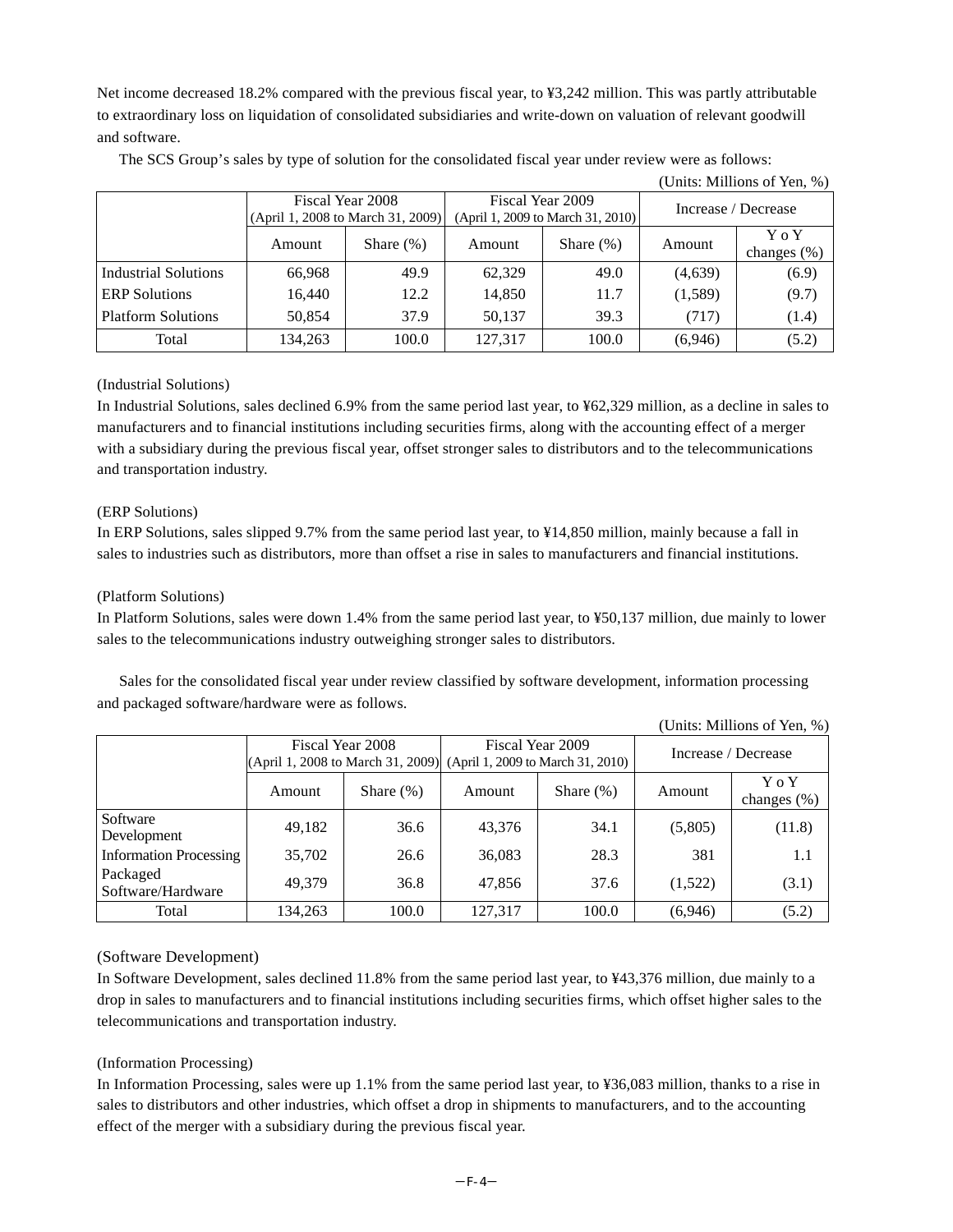Net income decreased 18.2% compared with the previous fiscal year, to ¥3,242 million. This was partly attributable to extraordinary loss on liquidation of consolidated subsidiaries and write-down on valuation of relevant goodwill and software.

The SCS Group's sales by type of solution for the consolidated fiscal year under review were as follows:

(Units: Millions of Yen, %)

| | Fiscal Year 2008 (April 1, 2008 to March 31, 2009) | | Fiscal Year 2009 (April 1, 2009 to March 31, 2010) | | Increase / Decrease | |
|---|---|---|---|---|---|---|
| | Amount | Share (%) | Amount | Share (%) | Amount | Y o Y changes (%) |
| Industrial Solutions | 66,968 | 49.9 | 62,329 | 49.0 | (4,639) | (6.9) |
| ERP Solutions | 16,440 | 12.2 | 14,850 | 11.7 | (1,589) | (9.7) |
| Platform Solutions | 50,854 | 37.9 | 50,137 | 39.3 | (717) | (1.4) |
| Total | 134,263 | 100.0 | 127,317 | 100.0 | (6,946) | (5.2) |

(Industrial Solutions)

In Industrial Solutions, sales declined 6.9% from the same period last year, to ¥62,329 million, as a decline in sales to manufacturers and to financial institutions including securities firms, along with the accounting effect of a merger with a subsidiary during the previous fiscal year, offset stronger sales to distributors and to the telecommunications and transportation industry.

(ERP Solutions)

In ERP Solutions, sales slipped 9.7% from the same period last year, to ¥14,850 million, mainly because a fall in sales to industries such as distributors, more than offset a rise in sales to manufacturers and financial institutions.

(Platform Solutions)

In Platform Solutions, sales were down 1.4% from the same period last year, to ¥50,137 million, due mainly to lower sales to the telecommunications industry outweighing stronger sales to distributors.

Sales for the consolidated fiscal year under review classified by software development, information processing and packaged software/hardware were as follows.

(Units: Millions of Yen, %)

| | Fiscal Year 2008 (April 1, 2008 to March 31, 2009) | | Fiscal Year 2009 (April 1, 2009 to March 31, 2010) | | Increase / Decrease | |
|---|---|---|---|---|---|---|
| | Amount | Share (%) | Amount | Share (%) | Amount | Y o Y changes (%) |
| Software Development | 49,182 | 36.6 | 43,376 | 34.1 | (5,805) | (11.8) |
| Information Processing | 35,702 | 26.6 | 36,083 | 28.3 | 381 | 1.1 |
| Packaged Software/Hardware | 49,379 | 36.8 | 47,856 | 37.6 | (1,522) | (3.1) |
| Total | 134,263 | 100.0 | 127,317 | 100.0 | (6,946) | (5.2) |

(Software Development)

In Software Development, sales declined 11.8% from the same period last year, to ¥43,376 million, due mainly to a drop in sales to manufacturers and to financial institutions including securities firms, which offset higher sales to the telecommunications and transportation industry.

(Information Processing)

In Information Processing, sales were up 1.1% from the same period last year, to ¥36,083 million, thanks to a rise in sales to distributors and other industries, which offset a drop in shipments to manufacturers, and to the accounting effect of the merger with a subsidiary during the previous fiscal year.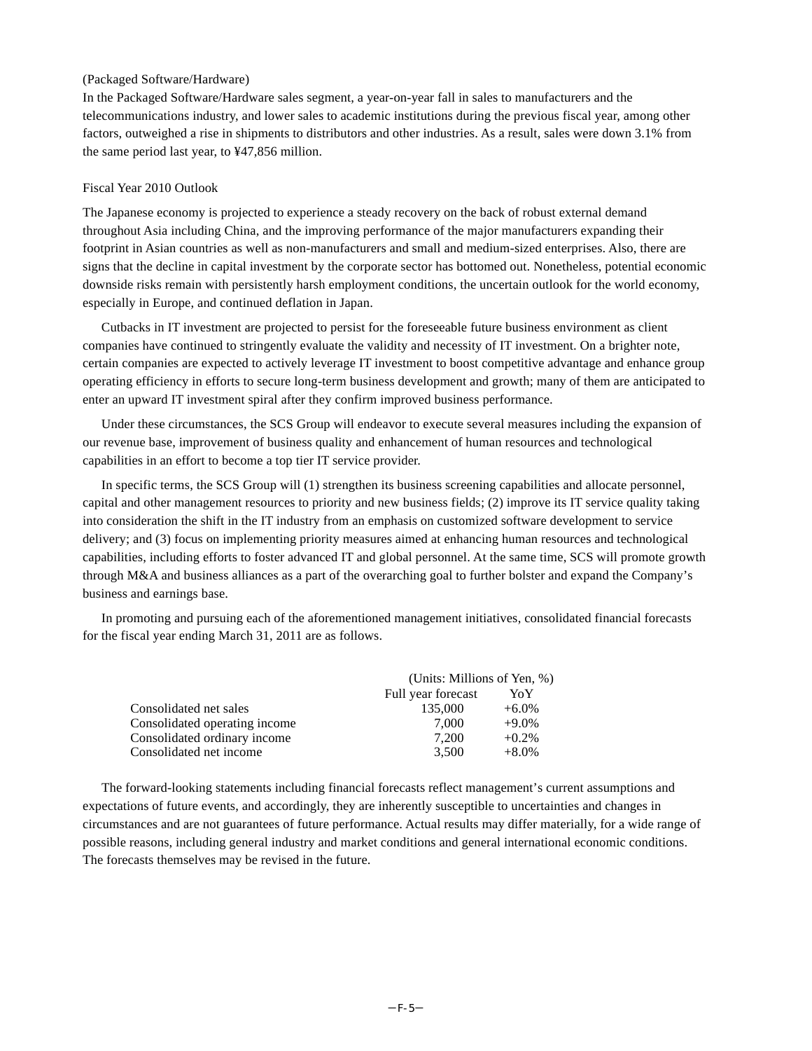(Packaged Software/Hardware)

In the Packaged Software/Hardware sales segment, a year-on-year fall in sales to manufacturers and the telecommunications industry, and lower sales to academic institutions during the previous fiscal year, among other factors, outweighed a rise in shipments to distributors and other industries. As a result, sales were down 3.1% from the same period last year, to ¥47,856 million.

Fiscal Year 2010 Outlook

The Japanese economy is projected to experience a steady recovery on the back of robust external demand throughout Asia including China, and the improving performance of the major manufacturers expanding their footprint in Asian countries as well as non-manufacturers and small and medium-sized enterprises. Also, there are signs that the decline in capital investment by the corporate sector has bottomed out. Nonetheless, potential economic downside risks remain with persistently harsh employment conditions, the uncertain outlook for the world economy, especially in Europe, and continued deflation in Japan.

Cutbacks in IT investment are projected to persist for the foreseeable future business environment as client companies have continued to stringently evaluate the validity and necessity of IT investment. On a brighter note, certain companies are expected to actively leverage IT investment to boost competitive advantage and enhance group operating efficiency in efforts to secure long-term business development and growth; many of them are anticipated to enter an upward IT investment spiral after they confirm improved business performance.

Under these circumstances, the SCS Group will endeavor to execute several measures including the expansion of our revenue base, improvement of business quality and enhancement of human resources and technological capabilities in an effort to become a top tier IT service provider.

In specific terms, the SCS Group will (1) strengthen its business screening capabilities and allocate personnel, capital and other management resources to priority and new business fields; (2) improve its IT service quality taking into consideration the shift in the IT industry from an emphasis on customized software development to service delivery; and (3) focus on implementing priority measures aimed at enhancing human resources and technological capabilities, including efforts to foster advanced IT and global personnel. At the same time, SCS will promote growth through M&A and business alliances as a part of the overarching goal to further bolster and expand the Company's business and earnings base.

In promoting and pursuing each of the aforementioned management initiatives, consolidated financial forecasts for the fiscal year ending March 31, 2011 are as follows.

(Units: Millions of Yen, %)

| | Full year forecast | YoY |
|---|---|---|
| Consolidated net sales | 135,000 | +6.0% |
| Consolidated operating income | 7,000 | +9.0% |
| Consolidated ordinary income | 7,200 | +0.2% |
| Consolidated net income | 3,500 | +8.0% |

The forward-looking statements including financial forecasts reflect management's current assumptions and expectations of future events, and accordingly, they are inherently susceptible to uncertainties and changes in circumstances and are not guarantees of future performance. Actual results may differ materially, for a wide range of possible reasons, including general industry and market conditions and general international economic conditions. The forecasts themselves may be revised in the future.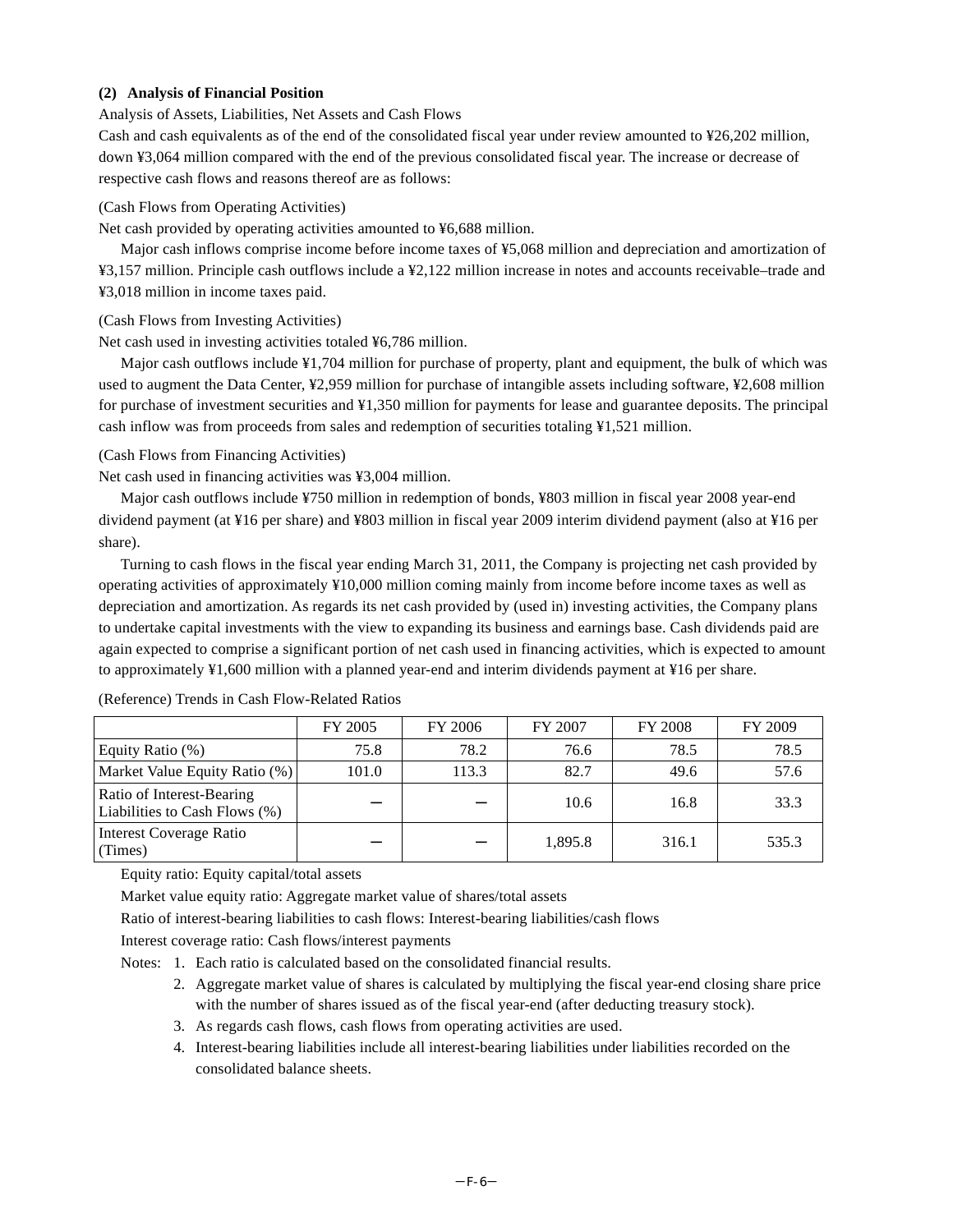### (2) Analysis of Financial Position

Analysis of Assets, Liabilities, Net Assets and Cash Flows

Cash and cash equivalents as of the end of the consolidated fiscal year under review amounted to ¥26,202 million, down ¥3,064 million compared with the end of the previous consolidated fiscal year. The increase or decrease of respective cash flows and reasons thereof are as follows:

(Cash Flows from Operating Activities)

Net cash provided by operating activities amounted to ¥6,688 million.

Major cash inflows comprise income before income taxes of ¥5,068 million and depreciation and amortization of ¥3,157 million. Principle cash outflows include a ¥2,122 million increase in notes and accounts receivable–trade and ¥3,018 million in income taxes paid.

(Cash Flows from Investing Activities)

Net cash used in investing activities totaled ¥6,786 million.

Major cash outflows include ¥1,704 million for purchase of property, plant and equipment, the bulk of which was used to augment the Data Center, ¥2,959 million for purchase of intangible assets including software, ¥2,608 million for purchase of investment securities and ¥1,350 million for payments for lease and guarantee deposits. The principal cash inflow was from proceeds from sales and redemption of securities totaling ¥1,521 million.

(Cash Flows from Financing Activities)

Net cash used in financing activities was ¥3,004 million.

Major cash outflows include ¥750 million in redemption of bonds, ¥803 million in fiscal year 2008 year-end dividend payment (at ¥16 per share) and ¥803 million in fiscal year 2009 interim dividend payment (also at ¥16 per share).

Turning to cash flows in the fiscal year ending March 31, 2011, the Company is projecting net cash provided by operating activities of approximately ¥10,000 million coming mainly from income before income taxes as well as depreciation and amortization. As regards its net cash provided by (used in) investing activities, the Company plans to undertake capital investments with the view to expanding its business and earnings base. Cash dividends paid are again expected to comprise a significant portion of net cash used in financing activities, which is expected to amount to approximately ¥1,600 million with a planned year-end and interim dividends payment at ¥16 per share.

(Reference) Trends in Cash Flow-Related Ratios

| | FY 2005 | FY 2006 | FY 2007 | FY 2008 | FY 2009 |
|---|---|---|---|---|---|
| Equity Ratio (%) | 75.8 | 78.2 | 76.6 | 78.5 | 78.5 |
| Market Value Equity Ratio (%) | 101.0 | 113.3 | 82.7 | 49.6 | 57.6 |
| Ratio of Interest-Bearing Liabilities to Cash Flows (%) | – | – | 10.6 | 16.8 | 33.3 |
| Interest Coverage Ratio (Times) | – | – | 1,895.8 | 316.1 | 535.3 |

Equity ratio: Equity capital/total assets

Market value equity ratio: Aggregate market value of shares/total assets

Ratio of interest-bearing liabilities to cash flows: Interest-bearing liabilities/cash flows

Interest coverage ratio: Cash flows/interest payments

Notes:
1. Each ratio is calculated based on the consolidated financial results.
2. Aggregate market value of shares is calculated by multiplying the fiscal year-end closing share price with the number of shares issued as of the fiscal year-end (after deducting treasury stock).
3. As regards cash flows, cash flows from operating activities are used.
4. Interest-bearing liabilities include all interest-bearing liabilities under liabilities recorded on the consolidated balance sheets.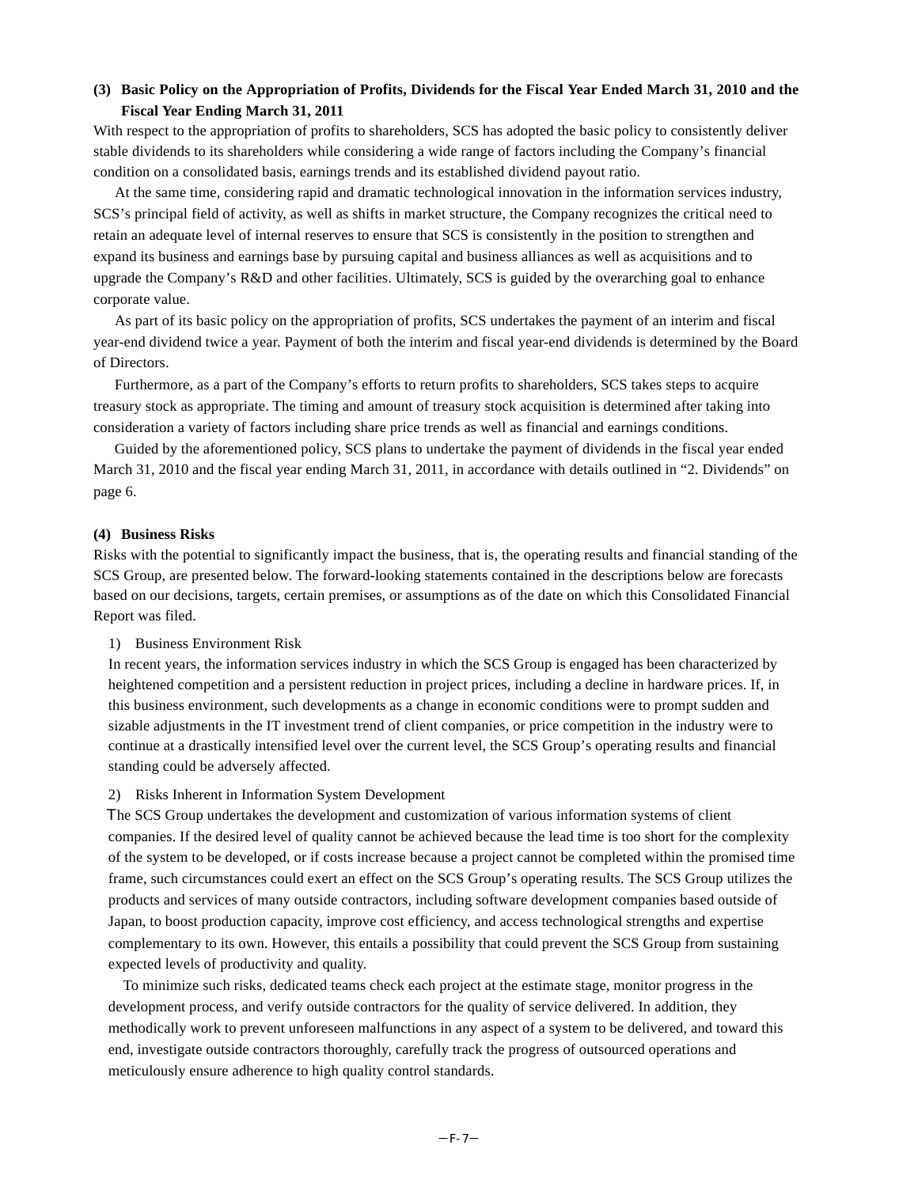### (3) Basic Policy on the Appropriation of Profits, Dividends for the Fiscal Year Ended March 31, 2010 and the Fiscal Year Ending March 31, 2011

With respect to the appropriation of profits to shareholders, SCS has adopted the basic policy to consistently deliver stable dividends to its shareholders while considering a wide range of factors including the Company's financial condition on a consolidated basis, earnings trends and its established dividend payout ratio.

At the same time, considering rapid and dramatic technological innovation in the information services industry, SCS's principal field of activity, as well as shifts in market structure, the Company recognizes the critical need to retain an adequate level of internal reserves to ensure that SCS is consistently in the position to strengthen and expand its business and earnings base by pursuing capital and business alliances as well as acquisitions and to upgrade the Company's R&D and other facilities. Ultimately, SCS is guided by the overarching goal to enhance corporate value.

As part of its basic policy on the appropriation of profits, SCS undertakes the payment of an interim and fiscal year-end dividend twice a year. Payment of both the interim and fiscal year-end dividends is determined by the Board of Directors.

Furthermore, as a part of the Company's efforts to return profits to shareholders, SCS takes steps to acquire treasury stock as appropriate. The timing and amount of treasury stock acquisition is determined after taking into consideration a variety of factors including share price trends as well as financial and earnings conditions.

Guided by the aforementioned policy, SCS plans to undertake the payment of dividends in the fiscal year ended March 31, 2010 and the fiscal year ending March 31, 2011, in accordance with details outlined in "2. Dividends" on page 6.

### (4) Business Risks

Risks with the potential to significantly impact the business, that is, the operating results and financial standing of the SCS Group, are presented below. The forward-looking statements contained in the descriptions below are forecasts based on our decisions, targets, certain premises, or assumptions as of the date on which this Consolidated Financial Report was filed.

1) Business Environment Risk

In recent years, the information services industry in which the SCS Group is engaged has been characterized by heightened competition and a persistent reduction in project prices, including a decline in hardware prices. If, in this business environment, such developments as a change in economic conditions were to prompt sudden and sizable adjustments in the IT investment trend of client companies, or price competition in the industry were to continue at a drastically intensified level over the current level, the SCS Group's operating results and financial standing could be adversely affected.

2) Risks Inherent in Information System Development

The SCS Group undertakes the development and customization of various information systems of client companies. If the desired level of quality cannot be achieved because the lead time is too short for the complexity of the system to be developed, or if costs increase because a project cannot be completed within the promised time frame, such circumstances could exert an effect on the SCS Group's operating results. The SCS Group utilizes the products and services of many outside contractors, including software development companies based outside of Japan, to boost production capacity, improve cost efficiency, and access technological strengths and expertise complementary to its own. However, this entails a possibility that could prevent the SCS Group from sustaining expected levels of productivity and quality.

To minimize such risks, dedicated teams check each project at the estimate stage, monitor progress in the development process, and verify outside contractors for the quality of service delivered. In addition, they methodically work to prevent unforeseen malfunctions in any aspect of a system to be delivered, and toward this end, investigate outside contractors thoroughly, carefully track the progress of outsourced operations and meticulously ensure adherence to high quality control standards.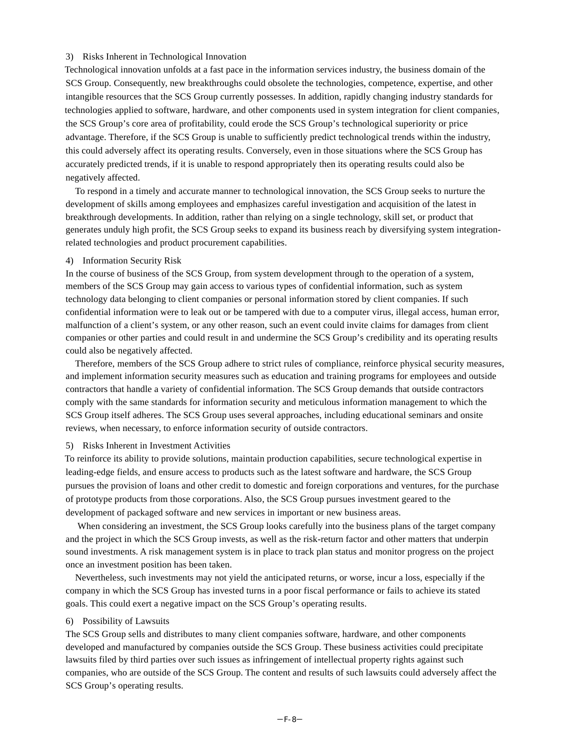3) Risks Inherent in Technological Innovation

Technological innovation unfolds at a fast pace in the information services industry, the business domain of the SCS Group. Consequently, new breakthroughs could obsolete the technologies, competence, expertise, and other intangible resources that the SCS Group currently possesses. In addition, rapidly changing industry standards for technologies applied to software, hardware, and other components used in system integration for client companies, the SCS Group's core area of profitability, could erode the SCS Group's technological superiority or price advantage. Therefore, if the SCS Group is unable to sufficiently predict technological trends within the industry, this could adversely affect its operating results. Conversely, even in those situations where the SCS Group has accurately predicted trends, if it is unable to respond appropriately then its operating results could also be negatively affected.

To respond in a timely and accurate manner to technological innovation, the SCS Group seeks to nurture the development of skills among employees and emphasizes careful investigation and acquisition of the latest in breakthrough developments. In addition, rather than relying on a single technology, skill set, or product that generates unduly high profit, the SCS Group seeks to expand its business reach by diversifying system integration-related technologies and product procurement capabilities.

4) Information Security Risk

In the course of business of the SCS Group, from system development through to the operation of a system, members of the SCS Group may gain access to various types of confidential information, such as system technology data belonging to client companies or personal information stored by client companies. If such confidential information were to leak out or be tampered with due to a computer virus, illegal access, human error, malfunction of a client's system, or any other reason, such an event could invite claims for damages from client companies or other parties and could result in and undermine the SCS Group's credibility and its operating results could also be negatively affected.

Therefore, members of the SCS Group adhere to strict rules of compliance, reinforce physical security measures, and implement information security measures such as education and training programs for employees and outside contractors that handle a variety of confidential information. The SCS Group demands that outside contractors comply with the same standards for information security and meticulous information management to which the SCS Group itself adheres. The SCS Group uses several approaches, including educational seminars and onsite reviews, when necessary, to enforce information security of outside contractors.

5) Risks Inherent in Investment Activities

To reinforce its ability to provide solutions, maintain production capabilities, secure technological expertise in leading-edge fields, and ensure access to products such as the latest software and hardware, the SCS Group pursues the provision of loans and other credit to domestic and foreign corporations and ventures, for the purchase of prototype products from those corporations. Also, the SCS Group pursues investment geared to the development of packaged software and new services in important or new business areas.

When considering an investment, the SCS Group looks carefully into the business plans of the target company and the project in which the SCS Group invests, as well as the risk-return factor and other matters that underpin sound investments. A risk management system is in place to track plan status and monitor progress on the project once an investment position has been taken.

Nevertheless, such investments may not yield the anticipated returns, or worse, incur a loss, especially if the company in which the SCS Group has invested turns in a poor fiscal performance or fails to achieve its stated goals. This could exert a negative impact on the SCS Group's operating results.

6) Possibility of Lawsuits

The SCS Group sells and distributes to many client companies software, hardware, and other components developed and manufactured by companies outside the SCS Group. These business activities could precipitate lawsuits filed by third parties over such issues as infringement of intellectual property rights against such companies, who are outside of the SCS Group. The content and results of such lawsuits could adversely affect the SCS Group's operating results.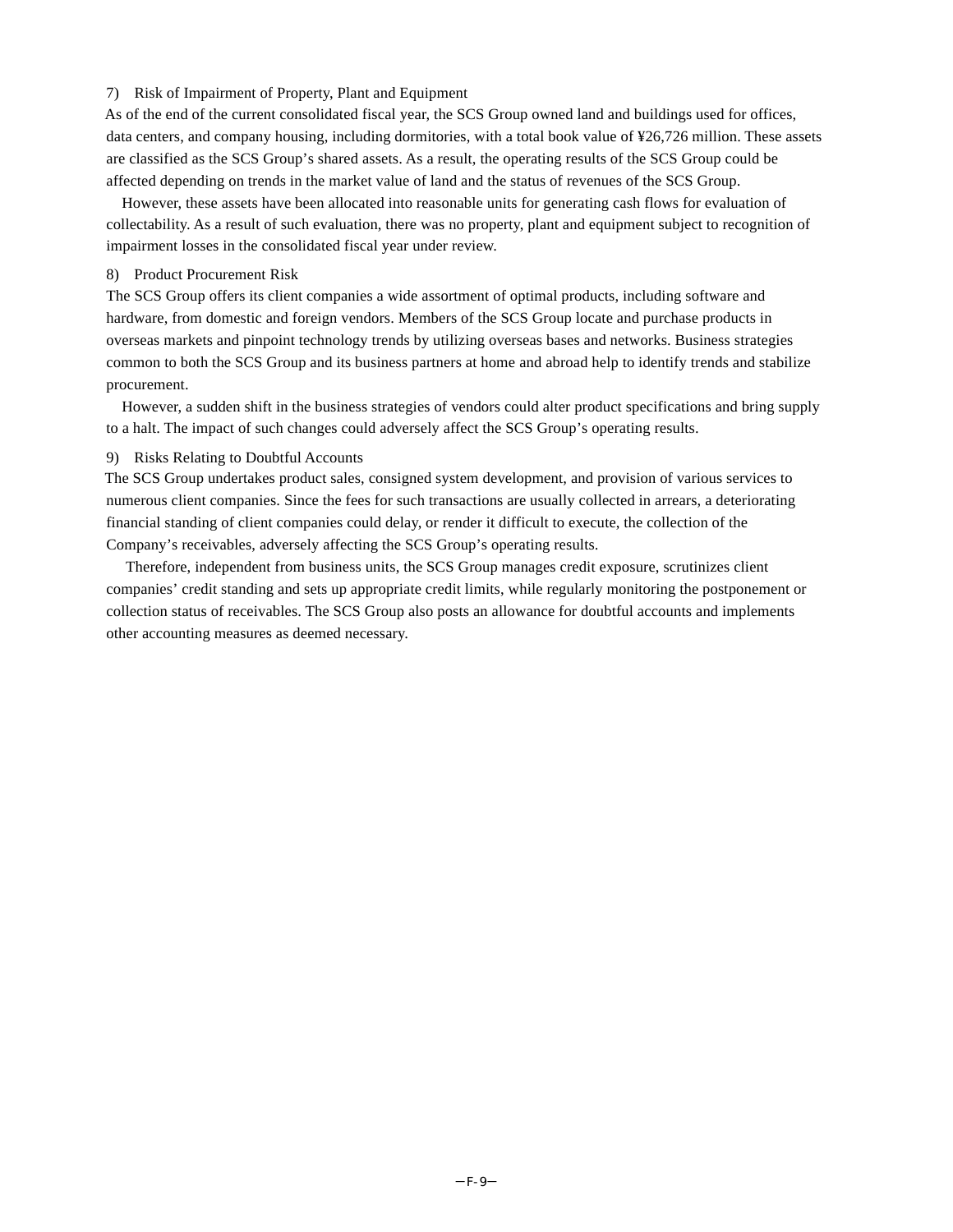7) Risk of Impairment of Property, Plant and Equipment

As of the end of the current consolidated fiscal year, the SCS Group owned land and buildings used for offices, data centers, and company housing, including dormitories, with a total book value of ¥26,726 million. These assets are classified as the SCS Group's shared assets. As a result, the operating results of the SCS Group could be affected depending on trends in the market value of land and the status of revenues of the SCS Group.

However, these assets have been allocated into reasonable units for generating cash flows for evaluation of collectability. As a result of such evaluation, there was no property, plant and equipment subject to recognition of impairment losses in the consolidated fiscal year under review.

8) Product Procurement Risk

The SCS Group offers its client companies a wide assortment of optimal products, including software and hardware, from domestic and foreign vendors. Members of the SCS Group locate and purchase products in overseas markets and pinpoint technology trends by utilizing overseas bases and networks. Business strategies common to both the SCS Group and its business partners at home and abroad help to identify trends and stabilize procurement.

However, a sudden shift in the business strategies of vendors could alter product specifications and bring supply to a halt. The impact of such changes could adversely affect the SCS Group's operating results.

9) Risks Relating to Doubtful Accounts

The SCS Group undertakes product sales, consigned system development, and provision of various services to numerous client companies. Since the fees for such transactions are usually collected in arrears, a deteriorating financial standing of client companies could delay, or render it difficult to execute, the collection of the Company's receivables, adversely affecting the SCS Group's operating results.

Therefore, independent from business units, the SCS Group manages credit exposure, scrutinizes client companies' credit standing and sets up appropriate credit limits, while regularly monitoring the postponement or collection status of receivables. The SCS Group also posts an allowance for doubtful accounts and implements other accounting measures as deemed necessary.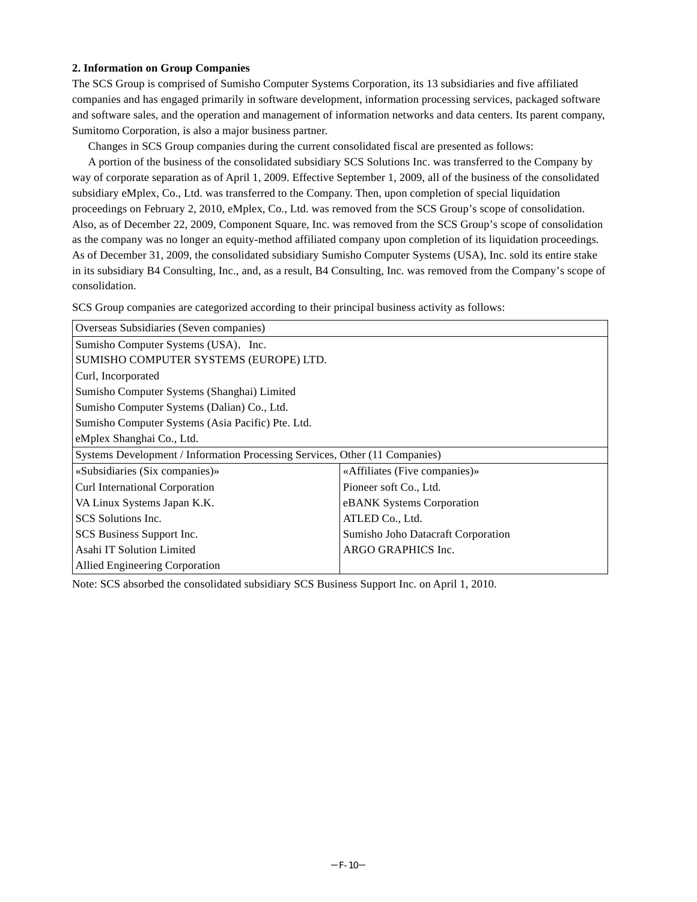**2. Information on Group Companies**

The SCS Group is comprised of Sumisho Computer Systems Corporation, its 13 subsidiaries and five affiliated companies and has engaged primarily in software development, information processing services, packaged software and software sales, and the operation and management of information networks and data centers. Its parent company, Sumitomo Corporation, is also a major business partner.

Changes in SCS Group companies during the current consolidated fiscal are presented as follows:

A portion of the business of the consolidated subsidiary SCS Solutions Inc. was transferred to the Company by way of corporate separation as of April 1, 2009. Effective September 1, 2009, all of the business of the consolidated subsidiary eMplex, Co., Ltd. was transferred to the Company. Then, upon completion of special liquidation proceedings on February 2, 2010, eMplex, Co., Ltd. was removed from the SCS Group's scope of consolidation. Also, as of December 22, 2009, Component Square, Inc. was removed from the SCS Group's scope of consolidation as the company was no longer an equity-method affiliated company upon completion of its liquidation proceedings. As of December 31, 2009, the consolidated subsidiary Sumisho Computer Systems (USA), Inc. sold its entire stake in its subsidiary B4 Consulting, Inc., and, as a result, B4 Consulting, Inc. was removed from the Company's scope of consolidation.

SCS Group companies are categorized according to their principal business activity as follows:

| Overseas Subsidiaries (Seven companies) | |
|---|---|
| Sumisho Computer Systems (USA), Inc. | |
| SUMISHO COMPUTER SYSTEMS (EUROPE) LTD. | |
| Curl, Incorporated | |
| Sumisho Computer Systems (Shanghai) Limited | |
| Sumisho Computer Systems (Dalian) Co., Ltd. | |
| Sumisho Computer Systems (Asia Pacific) Pte. Ltd. | |
| eMplex Shanghai Co., Ltd. | |
| Systems Development / Information Processing Services, Other (11 Companies) | |
| «Subsidiaries (Six companies)» | «Affiliates (Five companies)» |
| Curl International Corporation | Pioneer soft Co., Ltd. |
| VA Linux Systems Japan K.K. | eBANK Systems Corporation |
| SCS Solutions Inc. | ATLED Co., Ltd. |
| SCS Business Support Inc. | Sumisho Joho Datacraft Corporation |
| Asahi IT Solution Limited | ARGO GRAPHICS Inc. |
| Allied Engineering Corporation | |

Note: SCS absorbed the consolidated subsidiary SCS Business Support Inc. on April 1, 2010.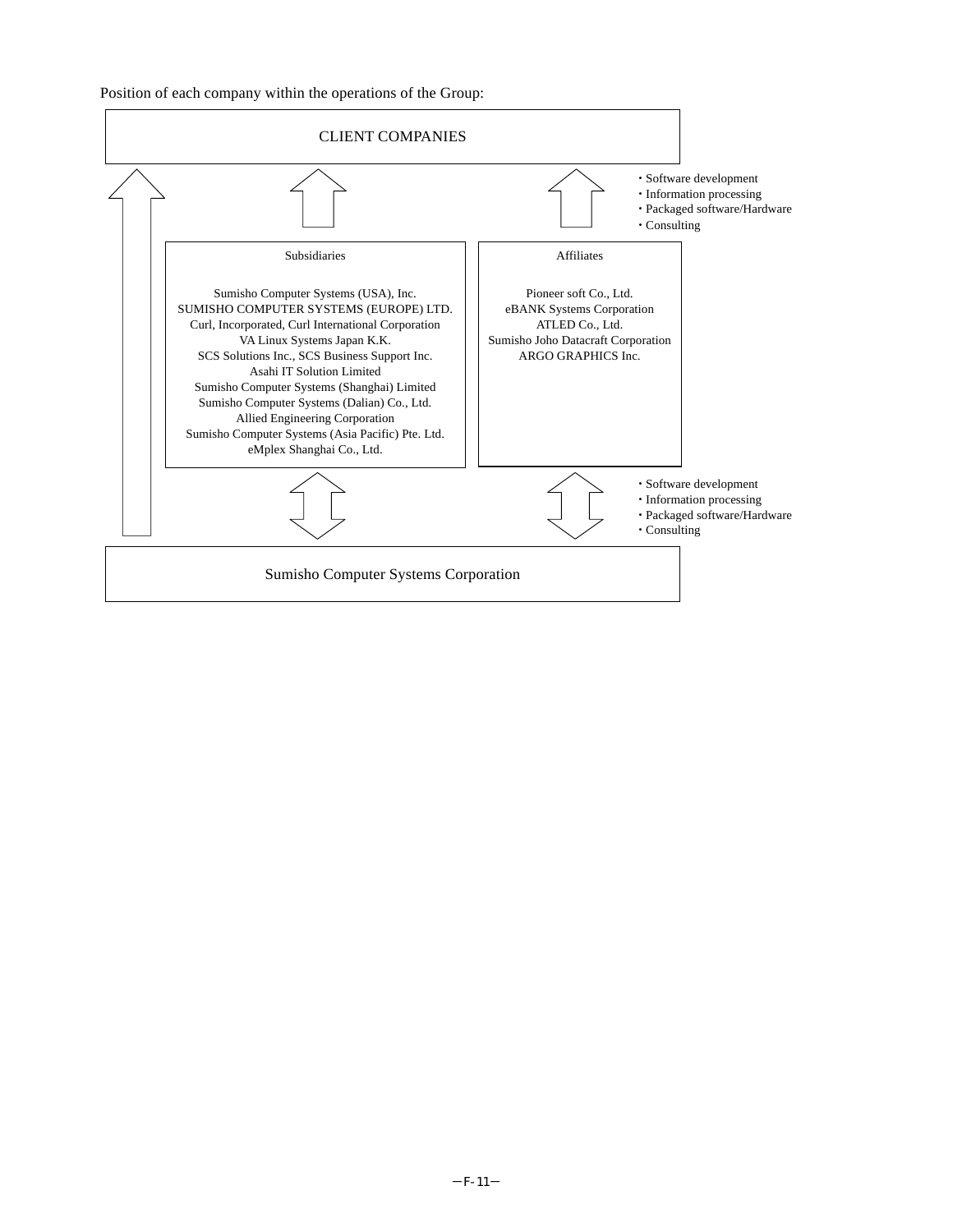Position of each company within the operations of the Group:

**CLIENT COMPANIES**

- Software development
- Information processing
- Packaged software/Hardware
- Consulting

**Subsidiaries**

Sumisho Computer Systems (USA), Inc.
SUMISHO COMPUTER SYSTEMS (EUROPE) LTD.
Curl, Incorporated, Curl International Corporation
VA Linux Systems Japan K.K.
SCS Solutions Inc., SCS Business Support Inc.
Asahi IT Solution Limited
Sumisho Computer Systems (Shanghai) Limited
Sumisho Computer Systems (Dalian) Co., Ltd.
Allied Engineering Corporation
Sumisho Computer Systems (Asia Pacific) Pte. Ltd.
eMplex Shanghai Co., Ltd.

**Affiliates**

Pioneer soft Co., Ltd.
eBANK Systems Corporation
ATLED Co., Ltd.
Sumisho Joho Datacraft Corporation
ARGO GRAPHICS Inc.

- Software development
- Information processing
- Packaged software/Hardware
- Consulting

**Sumisho Computer Systems Corporation**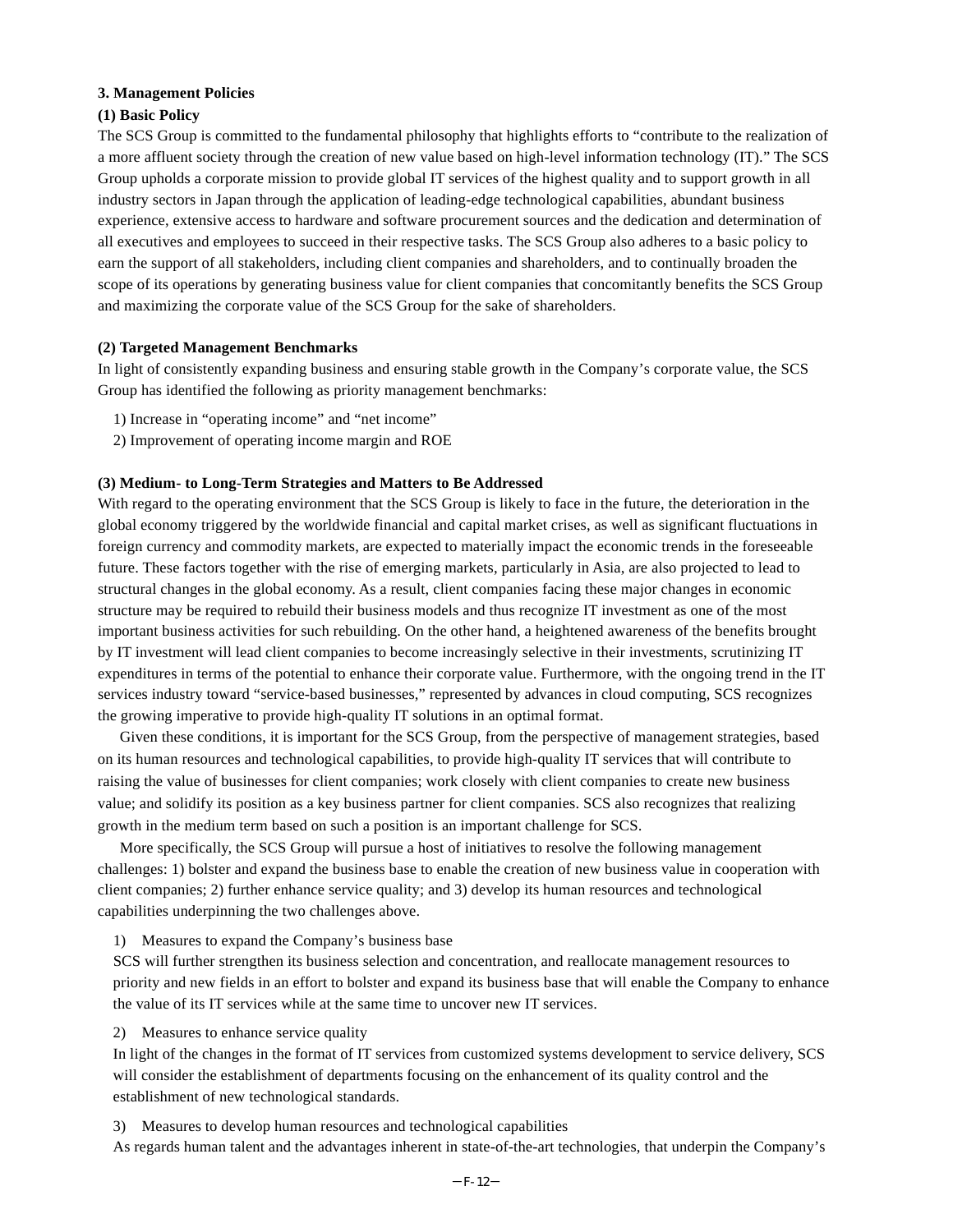## 3. Management Policies

### (1) Basic Policy

The SCS Group is committed to the fundamental philosophy that highlights efforts to “contribute to the realization of a more affluent society through the creation of new value based on high-level information technology (IT).” The SCS Group upholds a corporate mission to provide global IT services of the highest quality and to support growth in all industry sectors in Japan through the application of leading-edge technological capabilities, abundant business experience, extensive access to hardware and software procurement sources and the dedication and determination of all executives and employees to succeed in their respective tasks. The SCS Group also adheres to a basic policy to earn the support of all stakeholders, including client companies and shareholders, and to continually broaden the scope of its operations by generating business value for client companies that concomitantly benefits the SCS Group and maximizing the corporate value of the SCS Group for the sake of shareholders.

### (2) Targeted Management Benchmarks

In light of consistently expanding business and ensuring stable growth in the Company’s corporate value, the SCS Group has identified the following as priority management benchmarks:

1) Increase in “operating income” and “net income”
2) Improvement of operating income margin and ROE

### (3) Medium- to Long-Term Strategies and Matters to Be Addressed

With regard to the operating environment that the SCS Group is likely to face in the future, the deterioration in the global economy triggered by the worldwide financial and capital market crises, as well as significant fluctuations in foreign currency and commodity markets, are expected to materially impact the economic trends in the foreseeable future. These factors together with the rise of emerging markets, particularly in Asia, are also projected to lead to structural changes in the global economy. As a result, client companies facing these major changes in economic structure may be required to rebuild their business models and thus recognize IT investment as one of the most important business activities for such rebuilding. On the other hand, a heightened awareness of the benefits brought by IT investment will lead client companies to become increasingly selective in their investments, scrutinizing IT expenditures in terms of the potential to enhance their corporate value. Furthermore, with the ongoing trend in the IT services industry toward “service-based businesses,” represented by advances in cloud computing, SCS recognizes the growing imperative to provide high-quality IT solutions in an optimal format.

Given these conditions, it is important for the SCS Group, from the perspective of management strategies, based on its human resources and technological capabilities, to provide high-quality IT services that will contribute to raising the value of businesses for client companies; work closely with client companies to create new business value; and solidify its position as a key business partner for client companies. SCS also recognizes that realizing growth in the medium term based on such a position is an important challenge for SCS.

More specifically, the SCS Group will pursue a host of initiatives to resolve the following management challenges: 1) bolster and expand the business base to enable the creation of new business value in cooperation with client companies; 2) further enhance service quality; and 3) develop its human resources and technological capabilities underpinning the two challenges above.

1) Measures to expand the Company’s business base

SCS will further strengthen its business selection and concentration, and reallocate management resources to priority and new fields in an effort to bolster and expand its business base that will enable the Company to enhance the value of its IT services while at the same time to uncover new IT services.

2) Measures to enhance service quality

In light of the changes in the format of IT services from customized systems development to service delivery, SCS will consider the establishment of departments focusing on the enhancement of its quality control and the establishment of new technological standards.

3) Measures to develop human resources and technological capabilities

As regards human talent and the advantages inherent in state-of-the-art technologies, that underpin the Company’s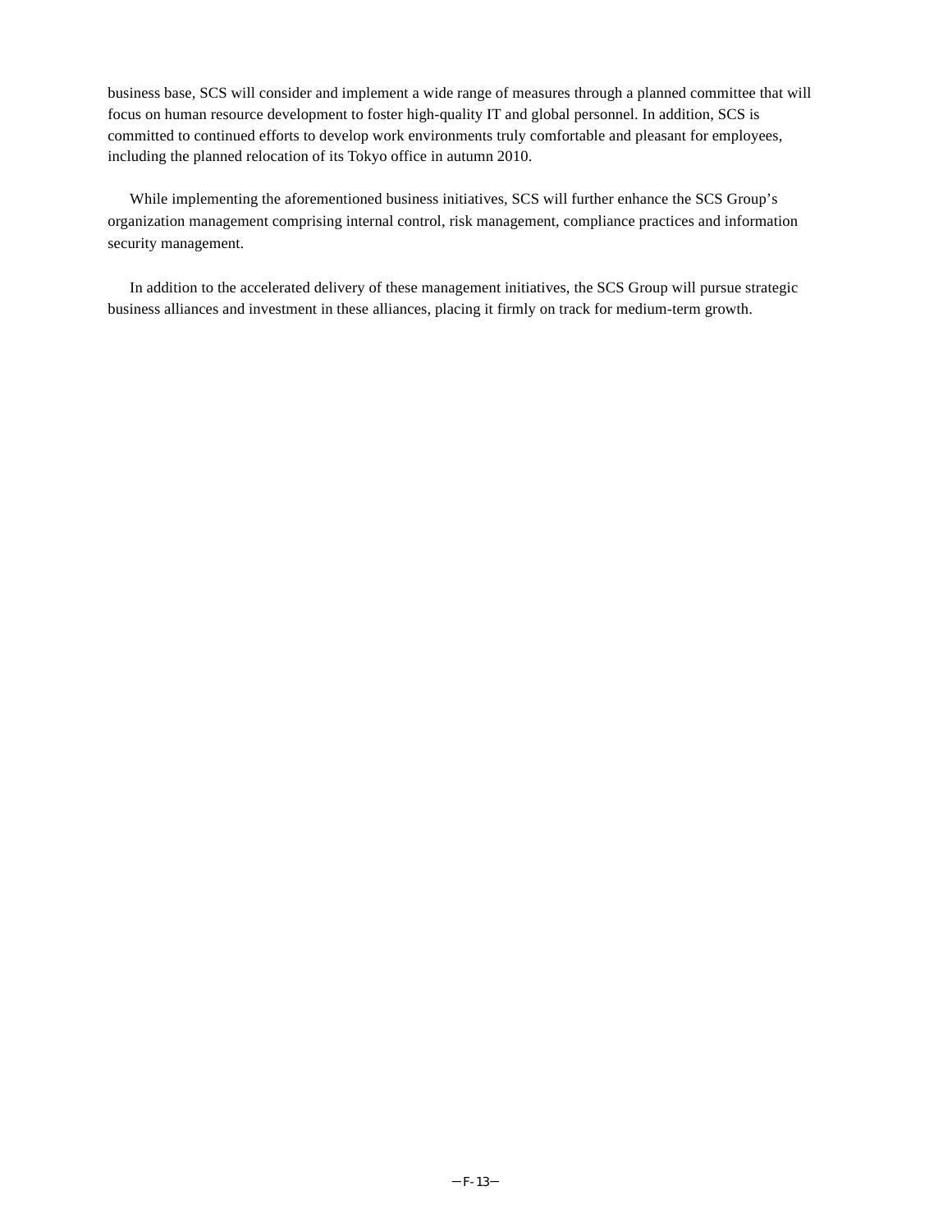business base, SCS will consider and implement a wide range of measures through a planned committee that will focus on human resource development to foster high-quality IT and global personnel. In addition, SCS is committed to continued efforts to develop work environments truly comfortable and pleasant for employees, including the planned relocation of its Tokyo office in autumn 2010.

While implementing the aforementioned business initiatives, SCS will further enhance the SCS Group’s organization management comprising internal control, risk management, compliance practices and information security management.

In addition to the accelerated delivery of these management initiatives, the SCS Group will pursue strategic business alliances and investment in these alliances, placing it firmly on track for medium-term growth.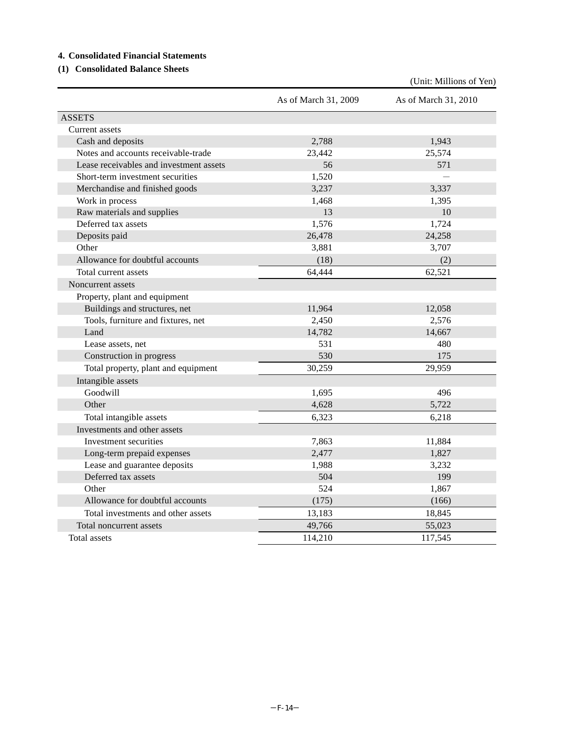**4. Consolidated Financial Statements**

**(1) Consolidated Balance Sheets**

(Unit: Millions of Yen)

| | As of March 31, 2009 | As of March 31, 2010 |
|---|---|---|
| ASSETS | | |
| Current assets | | |
| Cash and deposits | 2,788 | 1,943 |
| Notes and accounts receivable-trade | 23,442 | 25,574 |
| Lease receivables and investment assets | 56 | 571 |
| Short-term investment securities | 1,520 | — |
| Merchandise and finished goods | 3,237 | 3,337 |
| Work in process | 1,468 | 1,395 |
| Raw materials and supplies | 13 | 10 |
| Deferred tax assets | 1,576 | 1,724 |
| Deposits paid | 26,478 | 24,258 |
| Other | 3,881 | 3,707 |
| Allowance for doubtful accounts | (18) | (2) |
| Total current assets | 64,444 | 62,521 |
| Noncurrent assets | | |
| Property, plant and equipment | | |
| Buildings and structures, net | 11,964 | 12,058 |
| Tools, furniture and fixtures, net | 2,450 | 2,576 |
| Land | 14,782 | 14,667 |
| Lease assets, net | 531 | 480 |
| Construction in progress | 530 | 175 |
| Total property, plant and equipment | 30,259 | 29,959 |
| Intangible assets | | |
| Goodwill | 1,695 | 496 |
| Other | 4,628 | 5,722 |
| Total intangible assets | 6,323 | 6,218 |
| Investments and other assets | | |
| Investment securities | 7,863 | 11,884 |
| Long-term prepaid expenses | 2,477 | 1,827 |
| Lease and guarantee deposits | 1,988 | 3,232 |
| Deferred tax assets | 504 | 199 |
| Other | 524 | 1,867 |
| Allowance for doubtful accounts | (175) | (166) |
| Total investments and other assets | 13,183 | 18,845 |
| Total noncurrent assets | 49,766 | 55,023 |
| Total assets | 114,210 | 117,545 |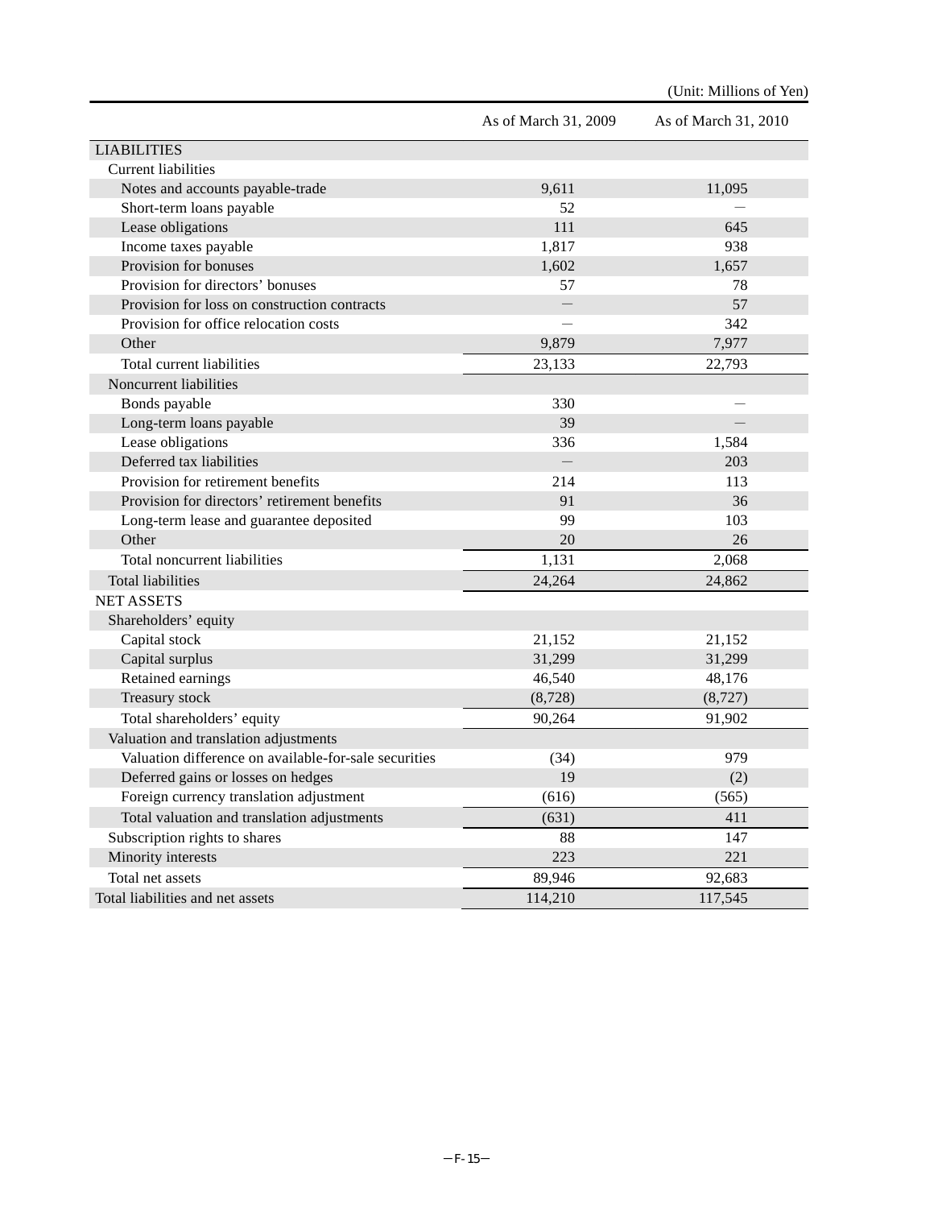(Unit: Millions of Yen)

| | As of March 31, 2009 | As of March 31, 2010 |
|---|---|---|
| LIABILITIES | | |
| Current liabilities | | |
| Notes and accounts payable-trade | 9,611 | 11,095 |
| Short-term loans payable | 52 | — |
| Lease obligations | 111 | 645 |
| Income taxes payable | 1,817 | 938 |
| Provision for bonuses | 1,602 | 1,657 |
| Provision for directors' bonuses | 57 | 78 |
| Provision for loss on construction contracts | — | 57 |
| Provision for office relocation costs | — | 342 |
| Other | 9,879 | 7,977 |
| Total current liabilities | 23,133 | 22,793 |
| Noncurrent liabilities | | |
| Bonds payable | 330 | — |
| Long-term loans payable | 39 | — |
| Lease obligations | 336 | 1,584 |
| Deferred tax liabilities | — | 203 |
| Provision for retirement benefits | 214 | 113 |
| Provision for directors' retirement benefits | 91 | 36 |
| Long-term lease and guarantee deposited | 99 | 103 |
| Other | 20 | 26 |
| Total noncurrent liabilities | 1,131 | 2,068 |
| Total liabilities | 24,264 | 24,862 |
| NET ASSETS | | |
| Shareholders' equity | | |
| Capital stock | 21,152 | 21,152 |
| Capital surplus | 31,299 | 31,299 |
| Retained earnings | 46,540 | 48,176 |
| Treasury stock | (8,728) | (8,727) |
| Total shareholders' equity | 90,264 | 91,902 |
| Valuation and translation adjustments | | |
| Valuation difference on available-for-sale securities | (34) | 979 |
| Deferred gains or losses on hedges | 19 | (2) |
| Foreign currency translation adjustment | (616) | (565) |
| Total valuation and translation adjustments | (631) | 411 |
| Subscription rights to shares | 88 | 147 |
| Minority interests | 223 | 221 |
| Total net assets | 89,946 | 92,683 |
| Total liabilities and net assets | 114,210 | 117,545 |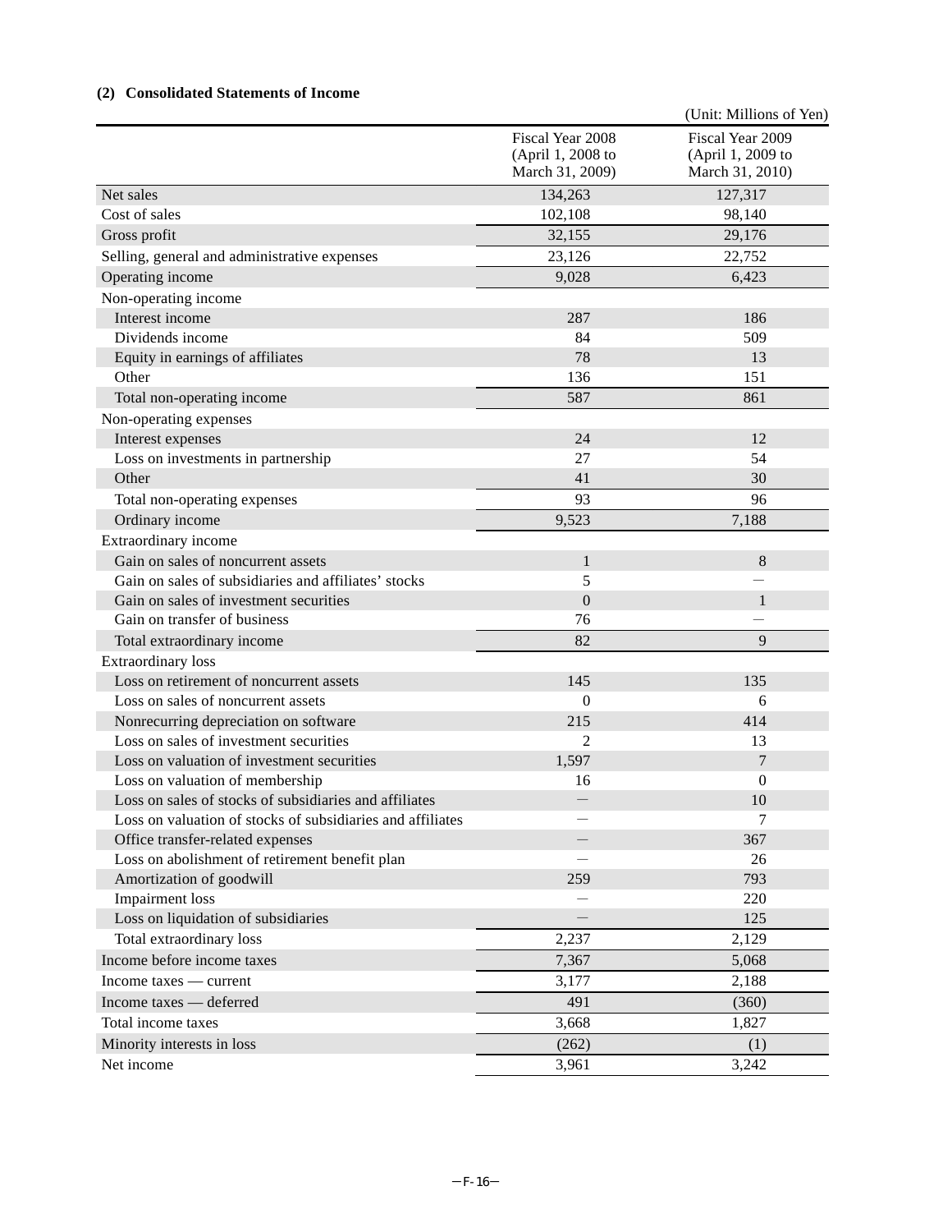**(2) Consolidated Statements of Income**

(Unit: Millions of Yen)

| | Fiscal Year 2008 (April 1, 2008 to March 31, 2009) | Fiscal Year 2009 (April 1, 2009 to March 31, 2010) |
|---|---|---|
| Net sales | 134,263 | 127,317 |
| Cost of sales | 102,108 | 98,140 |
| Gross profit | 32,155 | 29,176 |
| Selling, general and administrative expenses | 23,126 | 22,752 |
| Operating income | 9,028 | 6,423 |
| Non-operating income | | |
| Interest income | 287 | 186 |
| Dividends income | 84 | 509 |
| Equity in earnings of affiliates | 78 | 13 |
| Other | 136 | 151 |
| Total non-operating income | 587 | 861 |
| Non-operating expenses | | |
| Interest expenses | 24 | 12 |
| Loss on investments in partnership | 27 | 54 |
| Other | 41 | 30 |
| Total non-operating expenses | 93 | 96 |
| Ordinary income | 9,523 | 7,188 |
| Extraordinary income | | |
| Gain on sales of noncurrent assets | 1 | 8 |
| Gain on sales of subsidiaries and affiliates' stocks | 5 | — |
| Gain on sales of investment securities | 0 | 1 |
| Gain on transfer of business | 76 | — |
| Total extraordinary income | 82 | 9 |
| Extraordinary loss | | |
| Loss on retirement of noncurrent assets | 145 | 135 |
| Loss on sales of noncurrent assets | 0 | 6 |
| Nonrecurring depreciation on software | 215 | 414 |
| Loss on sales of investment securities | 2 | 13 |
| Loss on valuation of investment securities | 1,597 | 7 |
| Loss on valuation of membership | 16 | 0 |
| Loss on sales of stocks of subsidiaries and affiliates | — | 10 |
| Loss on valuation of stocks of subsidiaries and affiliates | — | 7 |
| Office transfer-related expenses | — | 367 |
| Loss on abolishment of retirement benefit plan | — | 26 |
| Amortization of goodwill | 259 | 793 |
| Impairment loss | — | 220 |
| Loss on liquidation of subsidiaries | — | 125 |
| Total extraordinary loss | 2,237 | 2,129 |
| Income before income taxes | 7,367 | 5,068 |
| Income taxes — current | 3,177 | 2,188 |
| Income taxes — deferred | 491 | (360) |
| Total income taxes | 3,668 | 1,827 |
| Minority interests in loss | (262) | (1) |
| Net income | 3,961 | 3,242 |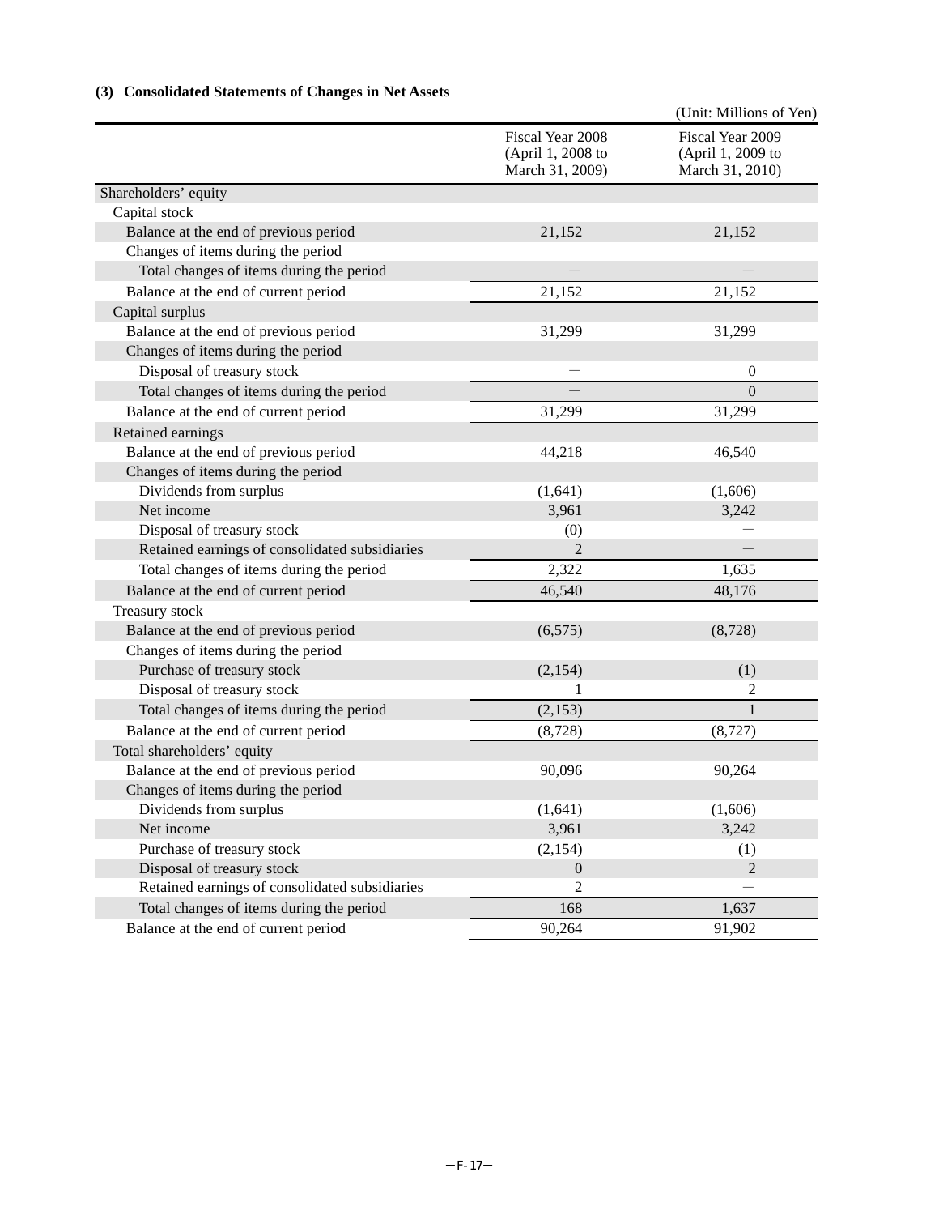### (3) Consolidated Statements of Changes in Net Assets

(Unit: Millions of Yen)

| | Fiscal Year 2008 (April 1, 2008 to March 31, 2009) | Fiscal Year 2009 (April 1, 2009 to March 31, 2010) |
|---|---|---|
| Shareholders' equity | | |
| Capital stock | | |
| Balance at the end of previous period | 21,152 | 21,152 |
| Changes of items during the period | | |
| Total changes of items during the period | — | — |
| Balance at the end of current period | 21,152 | 21,152 |
| Capital surplus | | |
| Balance at the end of previous period | 31,299 | 31,299 |
| Changes of items during the period | | |
| Disposal of treasury stock | — | 0 |
| Total changes of items during the period | — | 0 |
| Balance at the end of current period | 31,299 | 31,299 |
| Retained earnings | | |
| Balance at the end of previous period | 44,218 | 46,540 |
| Changes of items during the period | | |
| Dividends from surplus | (1,641) | (1,606) |
| Net income | 3,961 | 3,242 |
| Disposal of treasury stock | (0) | — |
| Retained earnings of consolidated subsidiaries | 2 | — |
| Total changes of items during the period | 2,322 | 1,635 |
| Balance at the end of current period | 46,540 | 48,176 |
| Treasury stock | | |
| Balance at the end of previous period | (6,575) | (8,728) |
| Changes of items during the period | | |
| Purchase of treasury stock | (2,154) | (1) |
| Disposal of treasury stock | 1 | 2 |
| Total changes of items during the period | (2,153) | 1 |
| Balance at the end of current period | (8,728) | (8,727) |
| Total shareholders' equity | | |
| Balance at the end of previous period | 90,096 | 90,264 |
| Changes of items during the period | | |
| Dividends from surplus | (1,641) | (1,606) |
| Net income | 3,961 | 3,242 |
| Purchase of treasury stock | (2,154) | (1) |
| Disposal of treasury stock | 0 | 2 |
| Retained earnings of consolidated subsidiaries | 2 | — |
| Total changes of items during the period | 168 | 1,637 |
| Balance at the end of current period | 90,264 | 91,902 |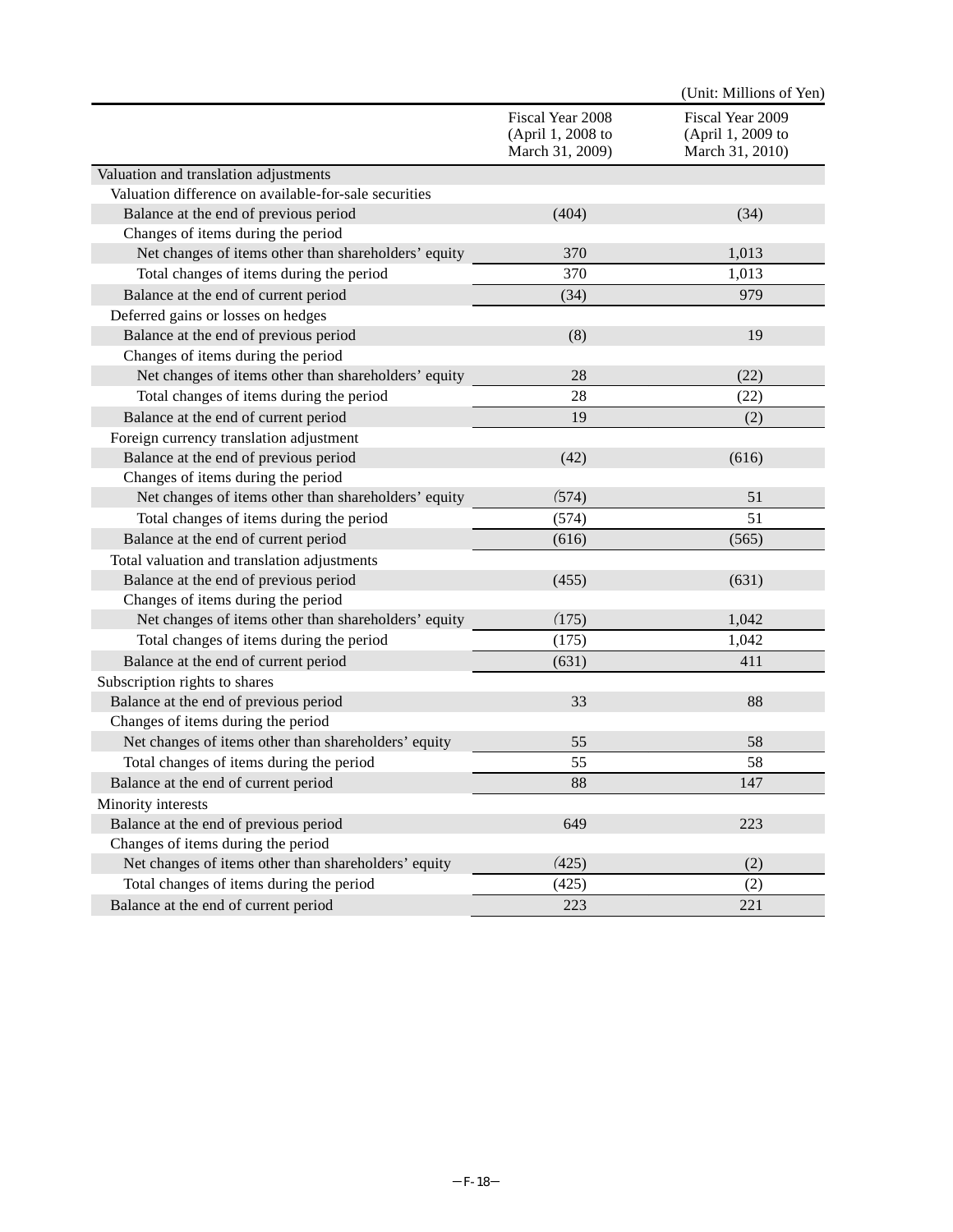(Unit: Millions of Yen)

| | Fiscal Year 2008 (April 1, 2008 to March 31, 2009) | Fiscal Year 2009 (April 1, 2009 to March 31, 2010) |
|---|---|---|
| Valuation and translation adjustments | | |
| Valuation difference on available-for-sale securities | | |
| Balance at the end of previous period | (404) | (34) |
| Changes of items during the period | | |
| Net changes of items other than shareholders' equity | 370 | 1,013 |
| Total changes of items during the period | 370 | 1,013 |
| Balance at the end of current period | (34) | 979 |
| Deferred gains or losses on hedges | | |
| Balance at the end of previous period | (8) | 19 |
| Changes of items during the period | | |
| Net changes of items other than shareholders' equity | 28 | (22) |
| Total changes of items during the period | 28 | (22) |
| Balance at the end of current period | 19 | (2) |
| Foreign currency translation adjustment | | |
| Balance at the end of previous period | (42) | (616) |
| Changes of items during the period | | |
| Net changes of items other than shareholders' equity | (574) | 51 |
| Total changes of items during the period | (574) | 51 |
| Balance at the end of current period | (616) | (565) |
| Total valuation and translation adjustments | | |
| Balance at the end of previous period | (455) | (631) |
| Changes of items during the period | | |
| Net changes of items other than shareholders' equity | (175) | 1,042 |
| Total changes of items during the period | (175) | 1,042 |
| Balance at the end of current period | (631) | 411 |
| Subscription rights to shares | | |
| Balance at the end of previous period | 33 | 88 |
| Changes of items during the period | | |
| Net changes of items other than shareholders' equity | 55 | 58 |
| Total changes of items during the period | 55 | 58 |
| Balance at the end of current period | 88 | 147 |
| Minority interests | | |
| Balance at the end of previous period | 649 | 223 |
| Changes of items during the period | | |
| Net changes of items other than shareholders' equity | (425) | (2) |
| Total changes of items during the period | (425) | (2) |
| Balance at the end of current period | 223 | 221 |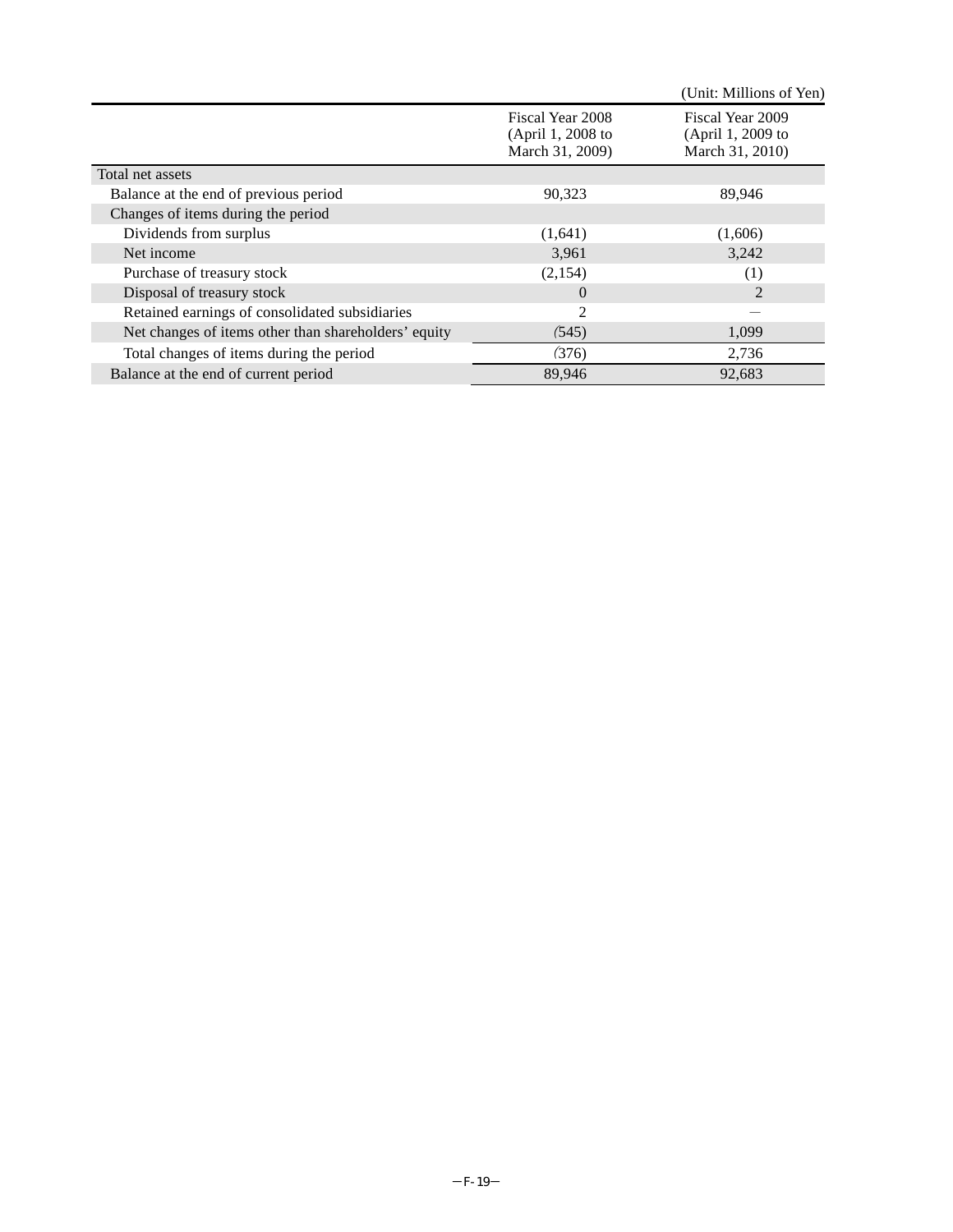(Unit: Millions of Yen)

| | Fiscal Year 2008 (April 1, 2008 to March 31, 2009) | Fiscal Year 2009 (April 1, 2009 to March 31, 2010) |
|---|---|---|
| Total net assets | | |
| Balance at the end of previous period | 90,323 | 89,946 |
| Changes of items during the period | | |
| Dividends from surplus | (1,641) | (1,606) |
| Net income | 3,961 | 3,242 |
| Purchase of treasury stock | (2,154) | (1) |
| Disposal of treasury stock | 0 | 2 |
| Retained earnings of consolidated subsidiaries | 2 | — |
| Net changes of items other than shareholders' equity | (545) | 1,099 |
| Total changes of items during the period | (376) | 2,736 |
| Balance at the end of current period | 89,946 | 92,683 |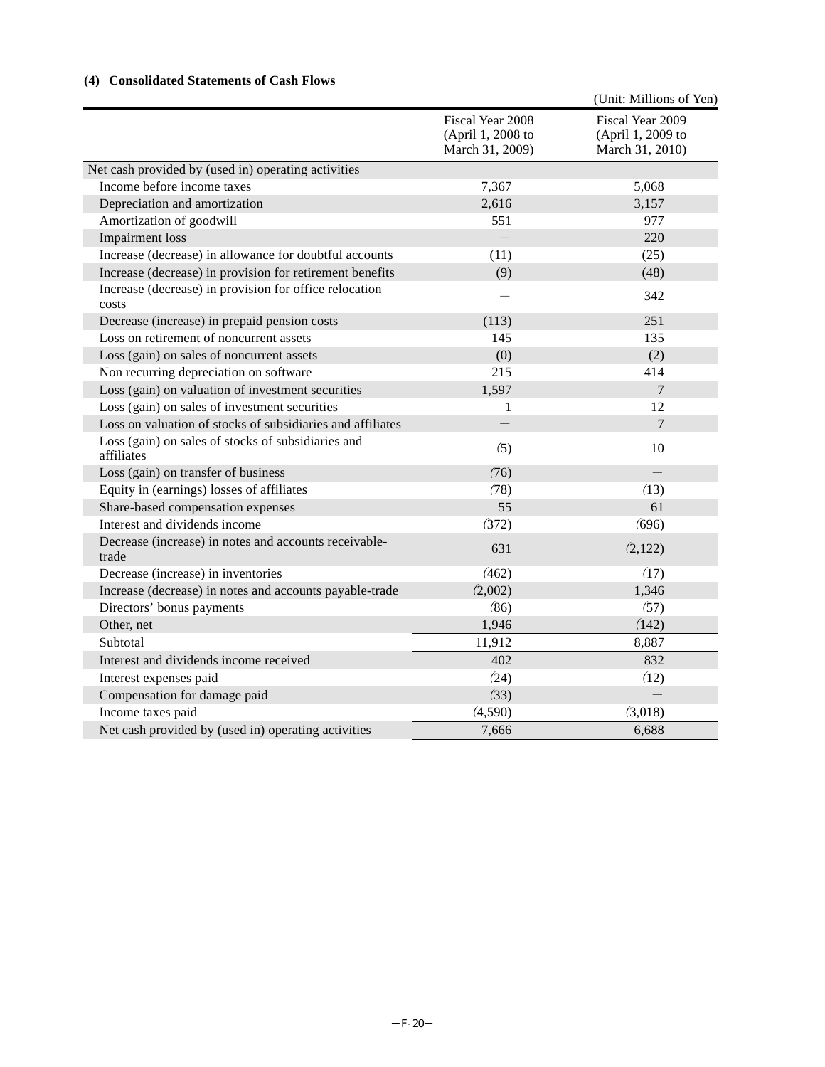### (4) Consolidated Statements of Cash Flows

(Unit: Millions of Yen)

| | Fiscal Year 2008 (April 1, 2008 to March 31, 2009) | Fiscal Year 2009 (April 1, 2009 to March 31, 2010) |
|---|---|---|
| Net cash provided by (used in) operating activities | | |
| Income before income taxes | 7,367 | 5,068 |
| Depreciation and amortization | 2,616 | 3,157 |
| Amortization of goodwill | 551 | 977 |
| Impairment loss | — | 220 |
| Increase (decrease) in allowance for doubtful accounts | (11) | (25) |
| Increase (decrease) in provision for retirement benefits | (9) | (48) |
| Increase (decrease) in provision for office relocation costs | — | 342 |
| Decrease (increase) in prepaid pension costs | (113) | 251 |
| Loss on retirement of noncurrent assets | 145 | 135 |
| Loss (gain) on sales of noncurrent assets | (0) | (2) |
| Non recurring depreciation on software | 215 | 414 |
| Loss (gain) on valuation of investment securities | 1,597 | 7 |
| Loss (gain) on sales of investment securities | 1 | 12 |
| Loss on valuation of stocks of subsidiaries and affiliates | — | 7 |
| Loss (gain) on sales of stocks of subsidiaries and affiliates | (5) | 10 |
| Loss (gain) on transfer of business | (76) | — |
| Equity in (earnings) losses of affiliates | (78) | (13) |
| Share-based compensation expenses | 55 | 61 |
| Interest and dividends income | (372) | (696) |
| Decrease (increase) in notes and accounts receivable-trade | 631 | (2,122) |
| Decrease (increase) in inventories | (462) | (17) |
| Increase (decrease) in notes and accounts payable-trade | (2,002) | 1,346 |
| Directors' bonus payments | (86) | (57) |
| Other, net | 1,946 | (142) |
| Subtotal | 11,912 | 8,887 |
| Interest and dividends income received | 402 | 832 |
| Interest expenses paid | (24) | (12) |
| Compensation for damage paid | (33) | — |
| Income taxes paid | (4,590) | (3,018) |
| Net cash provided by (used in) operating activities | 7,666 | 6,688 |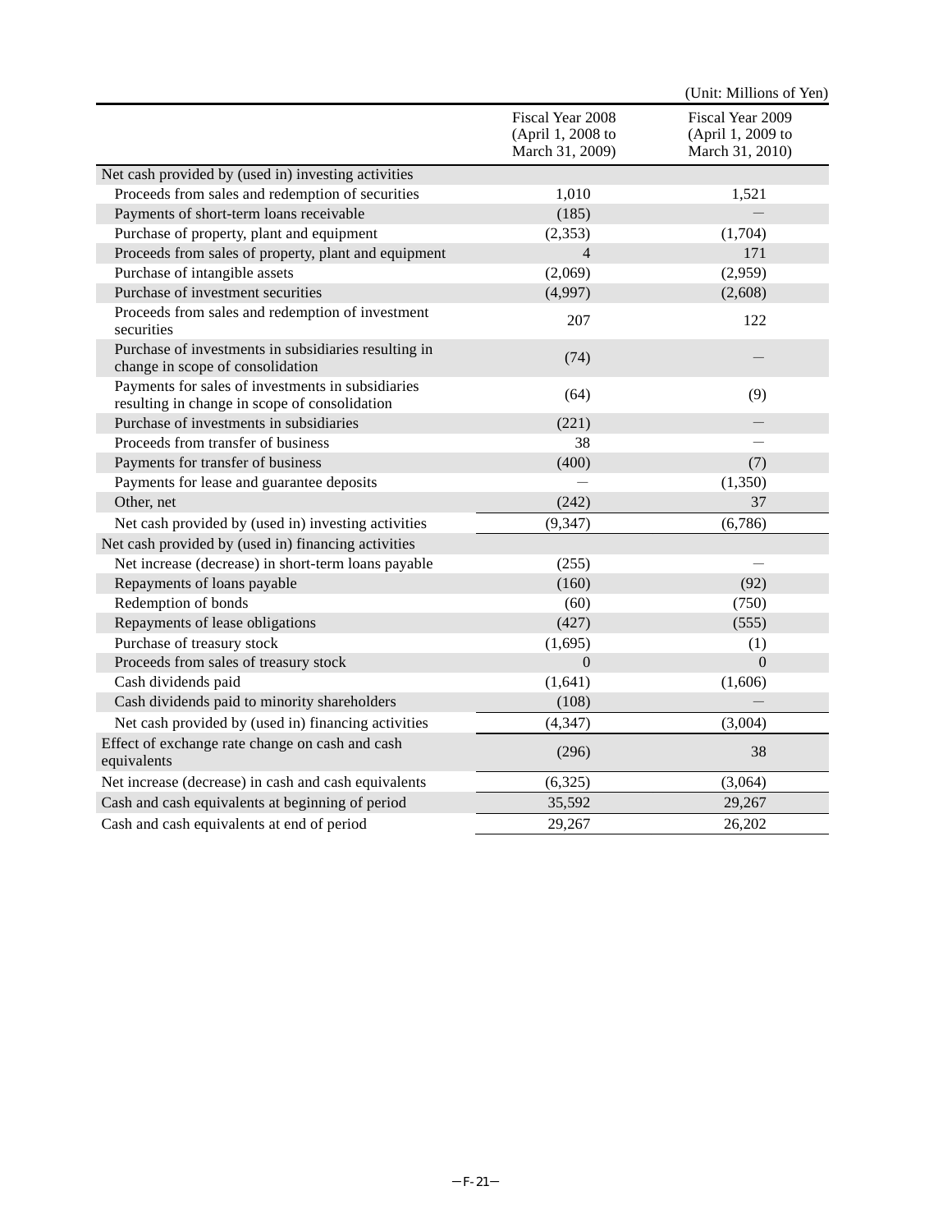(Unit: Millions of Yen)

| | Fiscal Year 2008 (April 1, 2008 to March 31, 2009) | Fiscal Year 2009 (April 1, 2009 to March 31, 2010) |
|---|---|---|
| Net cash provided by (used in) investing activities | | |
| Proceeds from sales and redemption of securities | 1,010 | 1,521 |
| Payments of short-term loans receivable | (185) | — |
| Purchase of property, plant and equipment | (2,353) | (1,704) |
| Proceeds from sales of property, plant and equipment | 4 | 171 |
| Purchase of intangible assets | (2,069) | (2,959) |
| Purchase of investment securities | (4,997) | (2,608) |
| Proceeds from sales and redemption of investment securities | 207 | 122 |
| Purchase of investments in subsidiaries resulting in change in scope of consolidation | (74) | — |
| Payments for sales of investments in subsidiaries resulting in change in scope of consolidation | (64) | (9) |
| Purchase of investments in subsidiaries | (221) | — |
| Proceeds from transfer of business | 38 | — |
| Payments for transfer of business | (400) | (7) |
| Payments for lease and guarantee deposits | — | (1,350) |
| Other, net | (242) | 37 |
| Net cash provided by (used in) investing activities | (9,347) | (6,786) |
| Net cash provided by (used in) financing activities | | |
| Net increase (decrease) in short-term loans payable | (255) | — |
| Repayments of loans payable | (160) | (92) |
| Redemption of bonds | (60) | (750) |
| Repayments of lease obligations | (427) | (555) |
| Purchase of treasury stock | (1,695) | (1) |
| Proceeds from sales of treasury stock | 0 | 0 |
| Cash dividends paid | (1,641) | (1,606) |
| Cash dividends paid to minority shareholders | (108) | — |
| Net cash provided by (used in) financing activities | (4,347) | (3,004) |
| Effect of exchange rate change on cash and cash equivalents | (296) | 38 |
| Net increase (decrease) in cash and cash equivalents | (6,325) | (3,064) |
| Cash and cash equivalents at beginning of period | 35,592 | 29,267 |
| Cash and cash equivalents at end of period | 29,267 | 26,202 |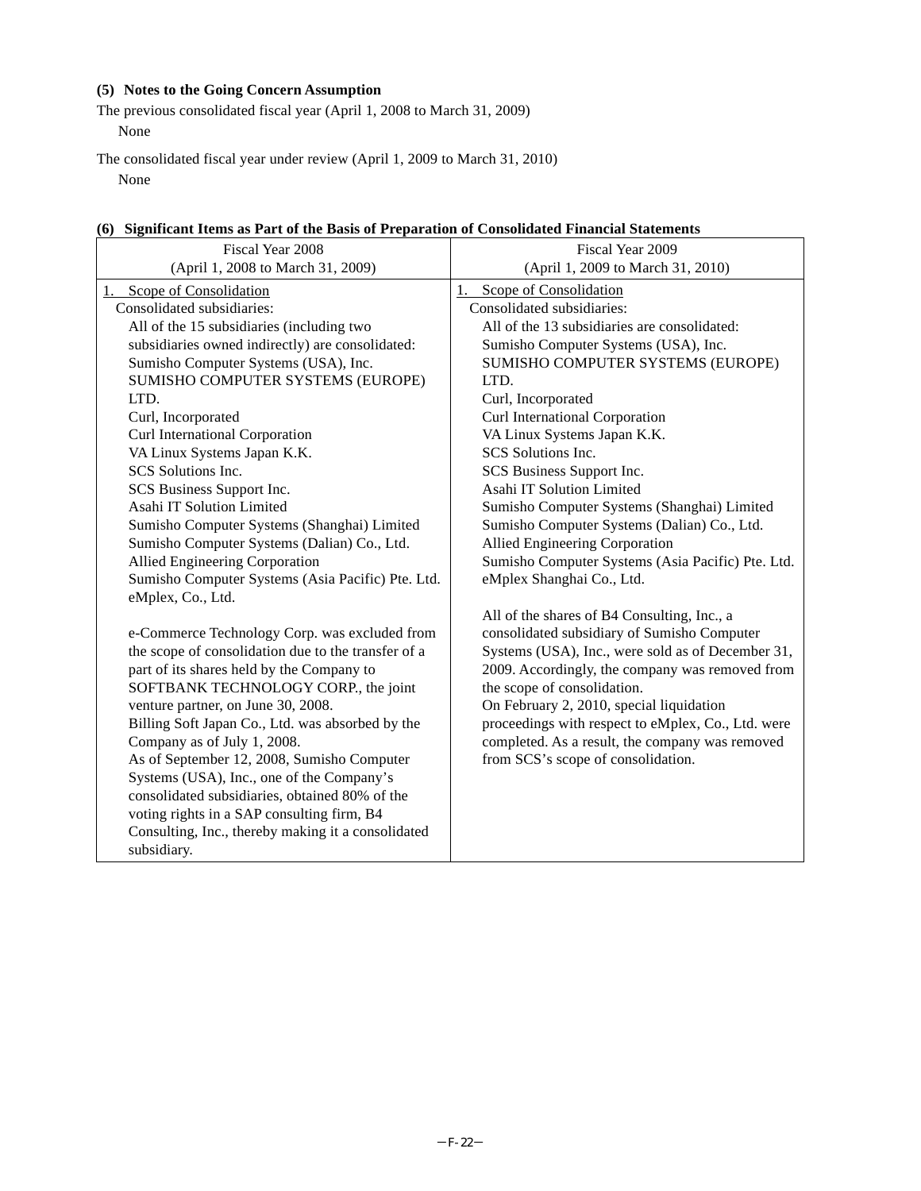**(5) Notes to the Going Concern Assumption**

The previous consolidated fiscal year (April 1, 2008 to March 31, 2009)

None

The consolidated fiscal year under review (April 1, 2009 to March 31, 2010)

None

**(6) Significant Items as Part of the Basis of Preparation of Consolidated Financial Statements**

| Fiscal Year 2008<br>(April 1, 2008 to March 31, 2009) | Fiscal Year 2009<br>(April 1, 2009 to March 31, 2010) |
|---|---|
| 1. Scope of Consolidation<br>Consolidated subsidiaries:<br>All of the 15 subsidiaries (including two subsidiaries owned indirectly) are consolidated:<br>Sumisho Computer Systems (USA), Inc.<br>SUMISHO COMPUTER SYSTEMS (EUROPE) LTD.<br>Curl, Incorporated<br>Curl International Corporation<br>VA Linux Systems Japan K.K.<br>SCS Solutions Inc.<br>SCS Business Support Inc.<br>Asahi IT Solution Limited<br>Sumisho Computer Systems (Shanghai) Limited<br>Sumisho Computer Systems (Dalian) Co., Ltd.<br>Allied Engineering Corporation<br>Sumisho Computer Systems (Asia Pacific) Pte. Ltd.<br>eMplex, Co., Ltd.<br><br>e-Commerce Technology Corp. was excluded from the scope of consolidation due to the transfer of a part of its shares held by the Company to SOFTBANK TECHNOLOGY CORP., the joint venture partner, on June 30, 2008.<br>Billing Soft Japan Co., Ltd. was absorbed by the Company as of July 1, 2008.<br>As of September 12, 2008, Sumisho Computer Systems (USA), Inc., one of the Company's consolidated subsidiaries, obtained 80% of the voting rights in a SAP consulting firm, B4 Consulting, Inc., thereby making it a consolidated subsidiary. | 1. Scope of Consolidation<br>Consolidated subsidiaries:<br>All of the 13 subsidiaries are consolidated:<br>Sumisho Computer Systems (USA), Inc.<br>SUMISHO COMPUTER SYSTEMS (EUROPE) LTD.<br>Curl, Incorporated<br>Curl International Corporation<br>VA Linux Systems Japan K.K.<br>SCS Solutions Inc.<br>SCS Business Support Inc.<br>Asahi IT Solution Limited<br>Sumisho Computer Systems (Shanghai) Limited<br>Sumisho Computer Systems (Dalian) Co., Ltd.<br>Allied Engineering Corporation<br>Sumisho Computer Systems (Asia Pacific) Pte. Ltd.<br>eMplex Shanghai Co., Ltd.<br><br>All of the shares of B4 Consulting, Inc., a consolidated subsidiary of Sumisho Computer Systems (USA), Inc., were sold as of December 31, 2009. Accordingly, the company was removed from the scope of consolidation.<br>On February 2, 2010, special liquidation proceedings with respect to eMplex, Co., Ltd. were completed. As a result, the company was removed from SCS's scope of consolidation. |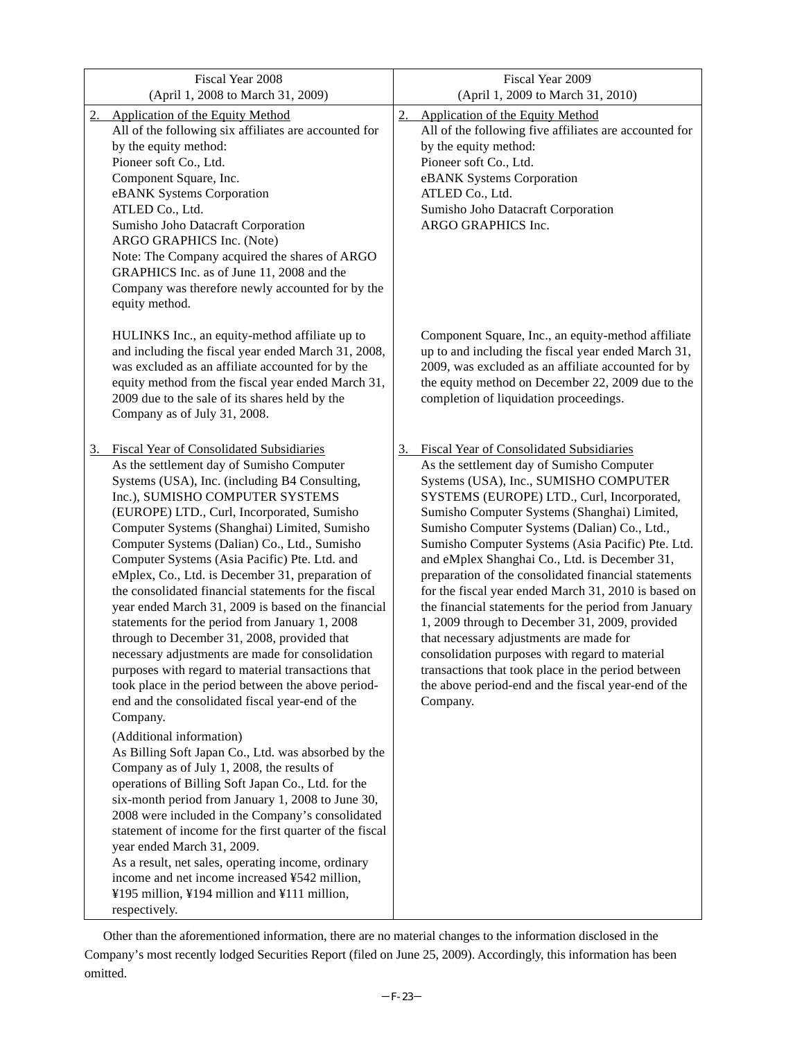| Fiscal Year 2008<br>(April 1, 2008 to March 31, 2009) | Fiscal Year 2009<br>(April 1, 2009 to March 31, 2010) |
|---|---|
| 2. Application of the Equity Method<br>All of the following six affiliates are accounted for by the equity method:<br>Pioneer soft Co., Ltd.<br>Component Square, Inc.<br>eBANK Systems Corporation<br>ATLED Co., Ltd.<br>Sumisho Joho Datacraft Corporation<br>ARGO GRAPHICS Inc. (Note)<br>Note: The Company acquired the shares of ARGO GRAPHICS Inc. as of June 11, 2008 and the Company was therefore newly accounted for by the equity method.<br><br>HULINKS Inc., an equity-method affiliate up to and including the fiscal year ended March 31, 2008, was excluded as an affiliate accounted for by the equity method from the fiscal year ended March 31, 2009 due to the sale of its shares held by the Company as of July 31, 2008. | 2. Application of the Equity Method<br>All of the following five affiliates are accounted for by the equity method:<br>Pioneer soft Co., Ltd.<br>eBANK Systems Corporation<br>ATLED Co., Ltd.<br>Sumisho Joho Datacraft Corporation<br>ARGO GRAPHICS Inc.<br><br>Component Square, Inc., an equity-method affiliate up to and including the fiscal year ended March 31, 2009, was excluded as an affiliate accounted for by the equity method on December 22, 2009 due to the completion of liquidation proceedings. |
| 3. Fiscal Year of Consolidated Subsidiaries<br>As the settlement day of Sumisho Computer Systems (USA), Inc. (including B4 Consulting, Inc.), SUMISHO COMPUTER SYSTEMS (EUROPE) LTD., Curl, Incorporated, Sumisho Computer Systems (Shanghai) Limited, Sumisho Computer Systems (Dalian) Co., Ltd., Sumisho Computer Systems (Asia Pacific) Pte. Ltd. and eMplex, Co., Ltd. is December 31, preparation of the consolidated financial statements for the fiscal year ended March 31, 2009 is based on the financial statements for the period from January 1, 2008 through to December 31, 2008, provided that necessary adjustments are made for consolidation purposes with regard to material transactions that took place in the period between the above period-end and the consolidated fiscal year-end of the Company.<br><br>(Additional information)<br>As Billing Soft Japan Co., Ltd. was absorbed by the Company as of July 1, 2008, the results of operations of Billing Soft Japan Co., Ltd. for the six-month period from January 1, 2008 to June 30, 2008 were included in the Company's consolidated statement of income for the first quarter of the fiscal year ended March 31, 2009.<br>As a result, net sales, operating income, ordinary income and net income increased ¥542 million, ¥195 million, ¥194 million and ¥111 million, respectively. | 3. Fiscal Year of Consolidated Subsidiaries<br>As the settlement day of Sumisho Computer Systems (USA), Inc., SUMISHO COMPUTER SYSTEMS (EUROPE) LTD., Curl, Incorporated, Sumisho Computer Systems (Shanghai) Limited, Sumisho Computer Systems (Dalian) Co., Ltd., Sumisho Computer Systems (Asia Pacific) Pte. Ltd. and eMplex Shanghai Co., Ltd. is December 31, preparation of the consolidated financial statements for the fiscal year ended March 31, 2010 is based on the financial statements for the period from January 1, 2009 through to December 31, 2009, provided that necessary adjustments are made for consolidation purposes with regard to material transactions that took place in the period between the above period-end and the fiscal year-end of the Company. |

Other than the aforementioned information, there are no material changes to the information disclosed in the Company's most recently lodged Securities Report (filed on June 25, 2009). Accordingly, this information has been omitted.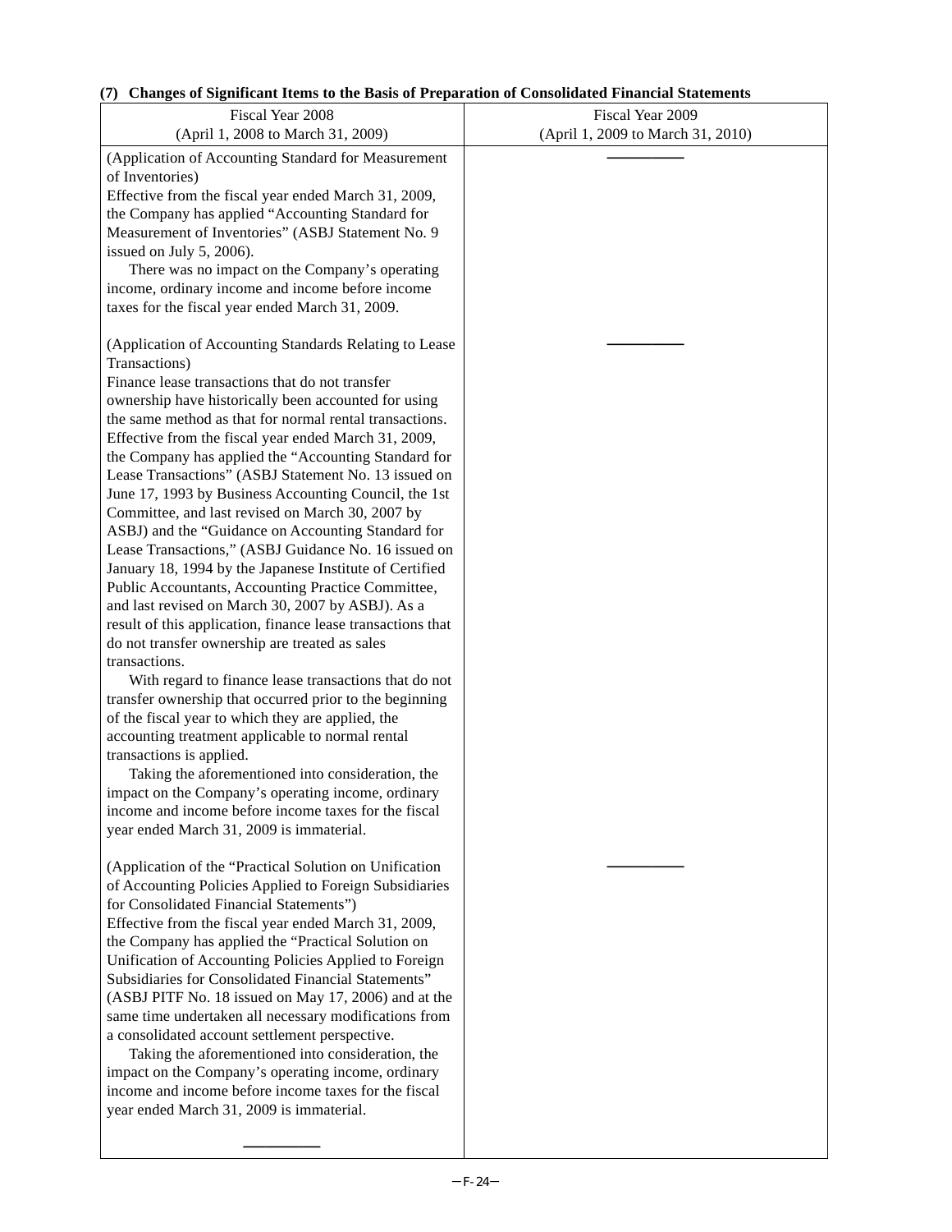### (7) Changes of Significant Items to the Basis of Preparation of Consolidated Financial Statements

| Fiscal Year 2008 (April 1, 2008 to March 31, 2009) | Fiscal Year 2009 (April 1, 2009 to March 31, 2010) |
|---|---|
| (Application of Accounting Standard for Measurement of Inventories)<br>Effective from the fiscal year ended March 31, 2009, the Company has applied “Accounting Standard for Measurement of Inventories” (ASBJ Statement No. 9 issued on July 5, 2006).<br>There was no impact on the Company’s operating income, ordinary income and income before income taxes for the fiscal year ended March 31, 2009. | ――――― |
| (Application of Accounting Standards Relating to Lease Transactions)<br>Finance lease transactions that do not transfer ownership have historically been accounted for using the same method as that for normal rental transactions. Effective from the fiscal year ended March 31, 2009, the Company has applied the “Accounting Standard for Lease Transactions” (ASBJ Statement No. 13 issued on June 17, 1993 by Business Accounting Council, the 1st Committee, and last revised on March 30, 2007 by ASBJ) and the “Guidance on Accounting Standard for Lease Transactions,” (ASBJ Guidance No. 16 issued on January 18, 1994 by the Japanese Institute of Certified Public Accountants, Accounting Practice Committee, and last revised on March 30, 2007 by ASBJ). As a result of this application, finance lease transactions that do not transfer ownership are treated as sales transactions.<br>With regard to finance lease transactions that do not transfer ownership that occurred prior to the beginning of the fiscal year to which they are applied, the accounting treatment applicable to normal rental transactions is applied.<br>Taking the aforementioned into consideration, the impact on the Company’s operating income, ordinary income and income before income taxes for the fiscal year ended March 31, 2009 is immaterial. | ――――― |
| (Application of the “Practical Solution on Unification of Accounting Policies Applied to Foreign Subsidiaries for Consolidated Financial Statements”)<br>Effective from the fiscal year ended March 31, 2009, the Company has applied the “Practical Solution on Unification of Accounting Policies Applied to Foreign Subsidiaries for Consolidated Financial Statements” (ASBJ PITF No. 18 issued on May 17, 2006) and at the same time undertaken all necessary modifications from a consolidated account settlement perspective.<br>Taking the aforementioned into consideration, the impact on the Company’s operating income, ordinary income and income before income taxes for the fiscal year ended March 31, 2009 is immaterial. | ――――― |
| ――――― | |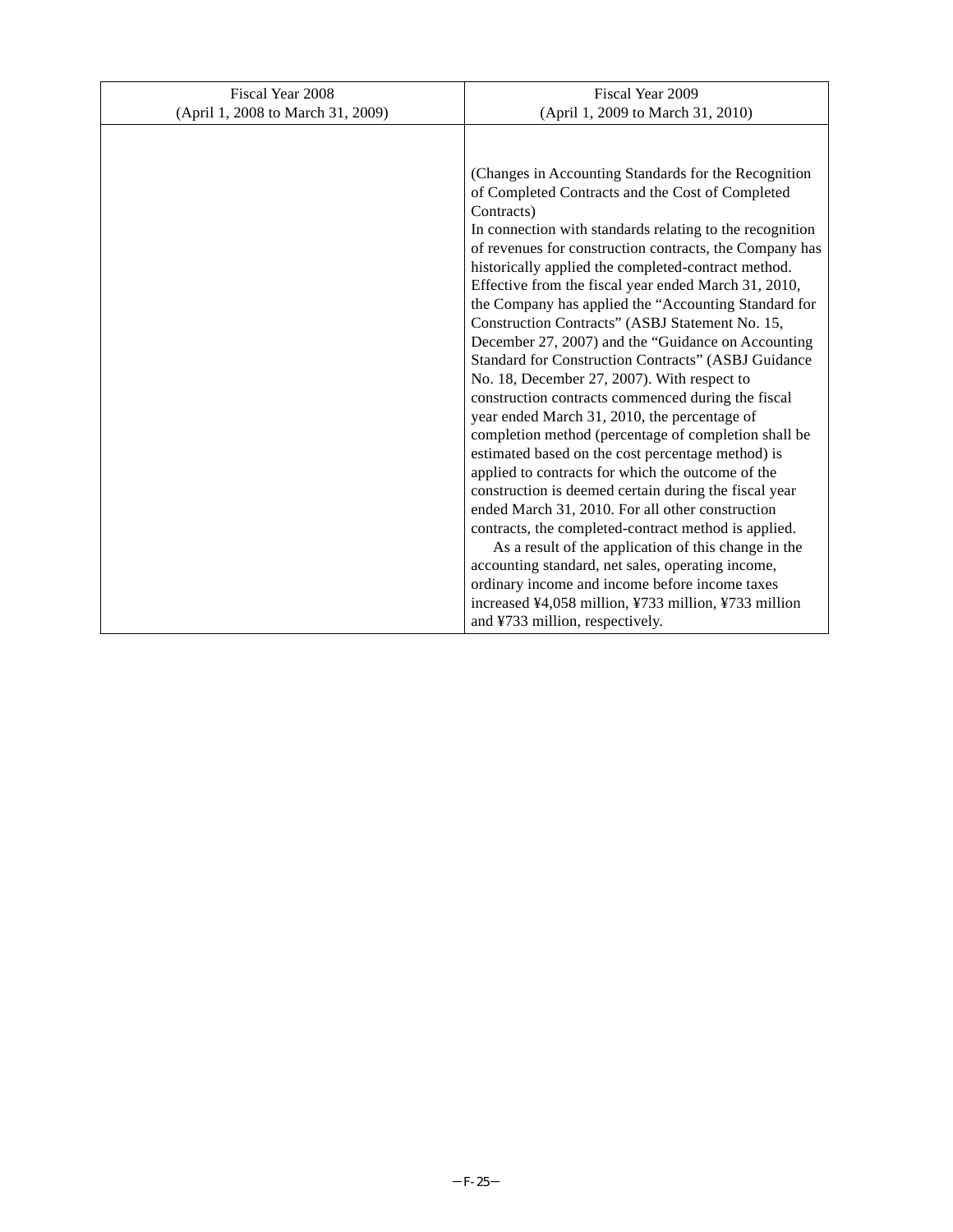| Fiscal Year 2008<br>(April 1, 2008 to March 31, 2009) | Fiscal Year 2009<br>(April 1, 2009 to March 31, 2010) |
| --- | --- |
| | (Changes in Accounting Standards for the Recognition of Completed Contracts and the Cost of Completed Contracts)<br>In connection with standards relating to the recognition of revenues for construction contracts, the Company has historically applied the completed-contract method. Effective from the fiscal year ended March 31, 2010, the Company has applied the "Accounting Standard for Construction Contracts" (ASBJ Statement No. 15, December 27, 2007) and the "Guidance on Accounting Standard for Construction Contracts" (ASBJ Guidance No. 18, December 27, 2007). With respect to construction contracts commenced during the fiscal year ended March 31, 2010, the percentage of completion method (percentage of completion shall be estimated based on the cost percentage method) is applied to contracts for which the outcome of the construction is deemed certain during the fiscal year ended March 31, 2010. For all other construction contracts, the completed-contract method is applied.<br>As a result of the application of this change in the accounting standard, net sales, operating income, ordinary income and income before income taxes increased ¥4,058 million, ¥733 million, ¥733 million and ¥733 million, respectively. |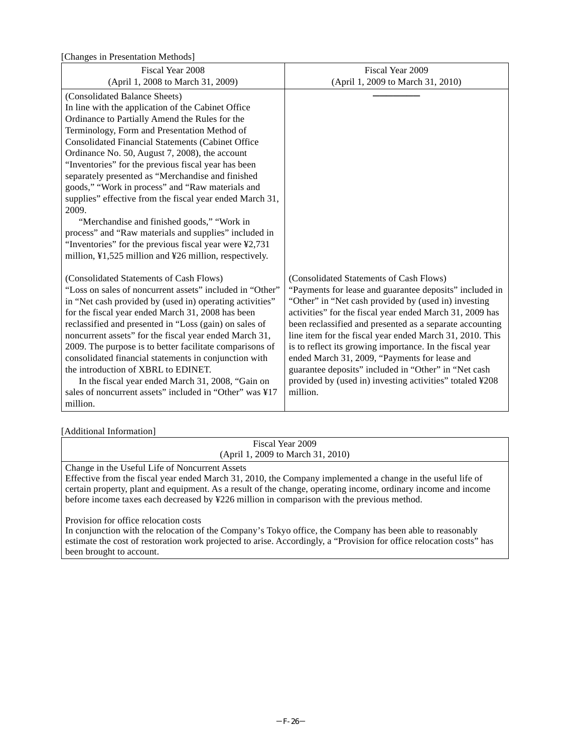[Changes in Presentation Methods]

| Fiscal Year 2008<br>(April 1, 2008 to March 31, 2009) | Fiscal Year 2009<br>(April 1, 2009 to March 31, 2010) |
|---|---|
| (Consolidated Balance Sheets)<br>In line with the application of the Cabinet Office Ordinance to Partially Amend the Rules for the Terminology, Form and Presentation Method of Consolidated Financial Statements (Cabinet Office Ordinance No. 50, August 7, 2008), the account "Inventories" for the previous fiscal year has been separately presented as "Merchandise and finished goods," "Work in process" and "Raw materials and supplies" effective from the fiscal year ended March 31, 2009.<br>"Merchandise and finished goods," "Work in process" and "Raw materials and supplies" included in "Inventories" for the previous fiscal year were ¥2,731 million, ¥1,525 million and ¥26 million, respectively. | ――――― |
| (Consolidated Statements of Cash Flows)<br>"Loss on sales of noncurrent assets" included in "Other" in "Net cash provided by (used in) operating activities" for the fiscal year ended March 31, 2008 has been reclassified and presented in "Loss (gain) on sales of noncurrent assets" for the fiscal year ended March 31, 2009. The purpose is to better facilitate comparisons of consolidated financial statements in conjunction with the introduction of XBRL to EDINET.<br>In the fiscal year ended March 31, 2008, "Gain on sales of noncurrent assets" included in "Other" was ¥17 million. | (Consolidated Statements of Cash Flows)<br>"Payments for lease and guarantee deposits" included in "Other" in "Net cash provided by (used in) investing activities" for the fiscal year ended March 31, 2009 has been reclassified and presented as a separate accounting line item for the fiscal year ended March 31, 2010. This is to reflect its growing importance. In the fiscal year ended March 31, 2009, "Payments for lease and guarantee deposits" included in "Other" in "Net cash provided by (used in) investing activities" totaled ¥208 million. |

[Additional Information]

| Fiscal Year 2009<br>(April 1, 2009 to March 31, 2010) |
|---|
| Change in the Useful Life of Noncurrent Assets<br>Effective from the fiscal year ended March 31, 2010, the Company implemented a change in the useful life of certain property, plant and equipment. As a result of the change, operating income, ordinary income and income before income taxes each decreased by ¥226 million in comparison with the previous method.<br><br>Provision for office relocation costs<br>In conjunction with the relocation of the Company's Tokyo office, the Company has been able to reasonably estimate the cost of restoration work projected to arise. Accordingly, a "Provision for office relocation costs" has been brought to account. |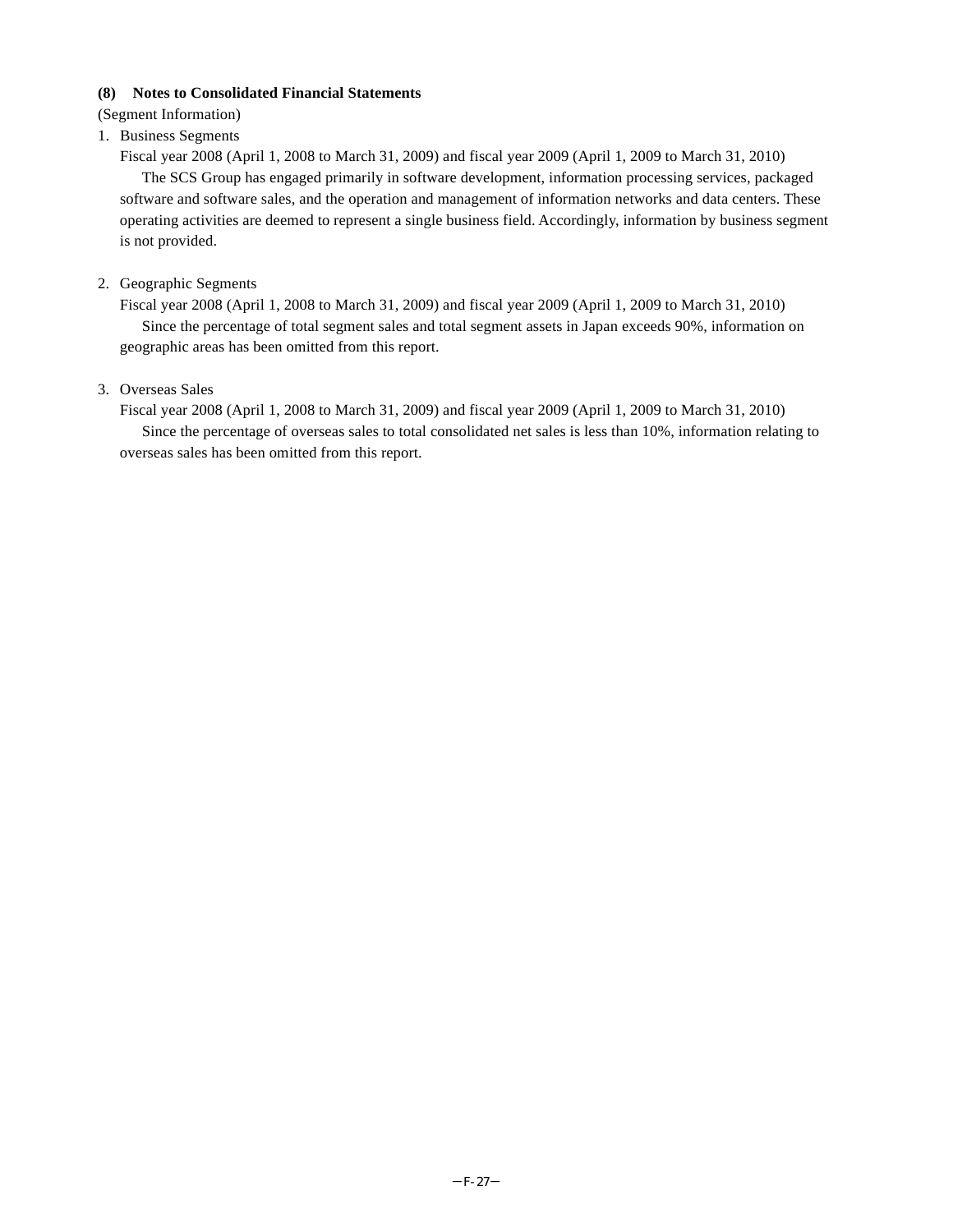**(8) Notes to Consolidated Financial Statements**

(Segment Information)

1. Business Segments

Fiscal year 2008 (April 1, 2008 to March 31, 2009) and fiscal year 2009 (April 1, 2009 to March 31, 2010)

The SCS Group has engaged primarily in software development, information processing services, packaged software and software sales, and the operation and management of information networks and data centers. These operating activities are deemed to represent a single business field. Accordingly, information by business segment is not provided.

2. Geographic Segments

Fiscal year 2008 (April 1, 2008 to March 31, 2009) and fiscal year 2009 (April 1, 2009 to March 31, 2010)

Since the percentage of total segment sales and total segment assets in Japan exceeds 90%, information on geographic areas has been omitted from this report.

3. Overseas Sales

Fiscal year 2008 (April 1, 2008 to March 31, 2009) and fiscal year 2009 (April 1, 2009 to March 31, 2010)

Since the percentage of overseas sales to total consolidated net sales is less than 10%, information relating to overseas sales has been omitted from this report.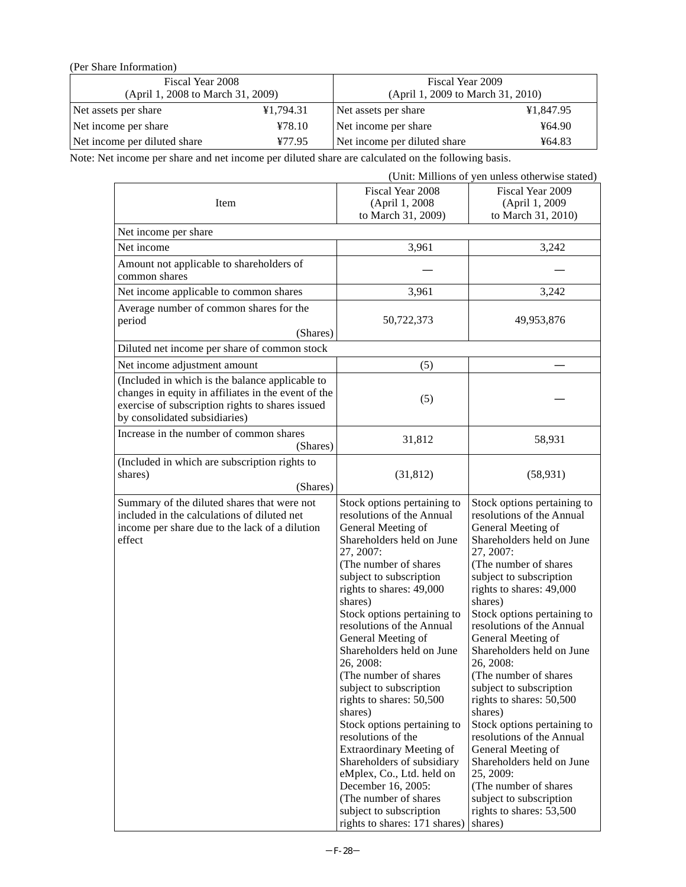(Per Share Information)

| Fiscal Year 2008 (April 1, 2008 to March 31, 2009) | | Fiscal Year 2009 (April 1, 2009 to March 31, 2010) | |
|---|---|---|---|
| Net assets per share | ¥1,794.31 | Net assets per share | ¥1,847.95 |
| Net income per share | ¥78.10 | Net income per share | ¥64.90 |
| Net income per diluted share | ¥77.95 | Net income per diluted share | ¥64.83 |

Note: Net income per share and net income per diluted share are calculated on the following basis.

(Unit: Millions of yen unless otherwise stated)

| Item | Fiscal Year 2008 (April 1, 2008 to March 31, 2009) | Fiscal Year 2009 (April 1, 2009 to March 31, 2010) |
|---|---|---|
| Net income per share | | |
| Net income | 3,961 | 3,242 |
| Amount not applicable to shareholders of common shares | — | — |
| Net income applicable to common shares | 3,961 | 3,242 |
| Average number of common shares for the period (Shares) | 50,722,373 | 49,953,876 |
| Diluted net income per share of common stock | | |
| Net income adjustment amount | (5) | — |
| (Included in which is the balance applicable to changes in equity in affiliates in the event of the exercise of subscription rights to shares issued by consolidated subsidiaries) | (5) | — |
| Increase in the number of common shares (Shares) | 31,812 | 58,931 |
| (Included in which are subscription rights to shares) (Shares) | (31,812) | (58,931) |
| Summary of the diluted shares that were not included in the calculations of diluted net income per share due to the lack of a dilution effect | Stock options pertaining to resolutions of the Annual General Meeting of Shareholders held on June 27, 2007: (The number of shares subject to subscription rights to shares: 49,000 shares) Stock options pertaining to resolutions of the Annual General Meeting of Shareholders held on June 26, 2008: (The number of shares subject to subscription rights to shares: 50,500 shares) Stock options pertaining to resolutions of the Extraordinary Meeting of Shareholders of subsidiary eMplex, Co., Ltd. held on December 16, 2005: (The number of shares subject to subscription rights to shares: 171 shares) | Stock options pertaining to resolutions of the Annual General Meeting of Shareholders held on June 27, 2007: (The number of shares subject to subscription rights to shares: 49,000 shares) Stock options pertaining to resolutions of the Annual General Meeting of Shareholders held on June 26, 2008: (The number of shares subject to subscription rights to shares: 50,500 shares) Stock options pertaining to resolutions of the Annual General Meeting of Shareholders held on June 25, 2009: (The number of shares subject to subscription rights to shares: 53,500 shares) |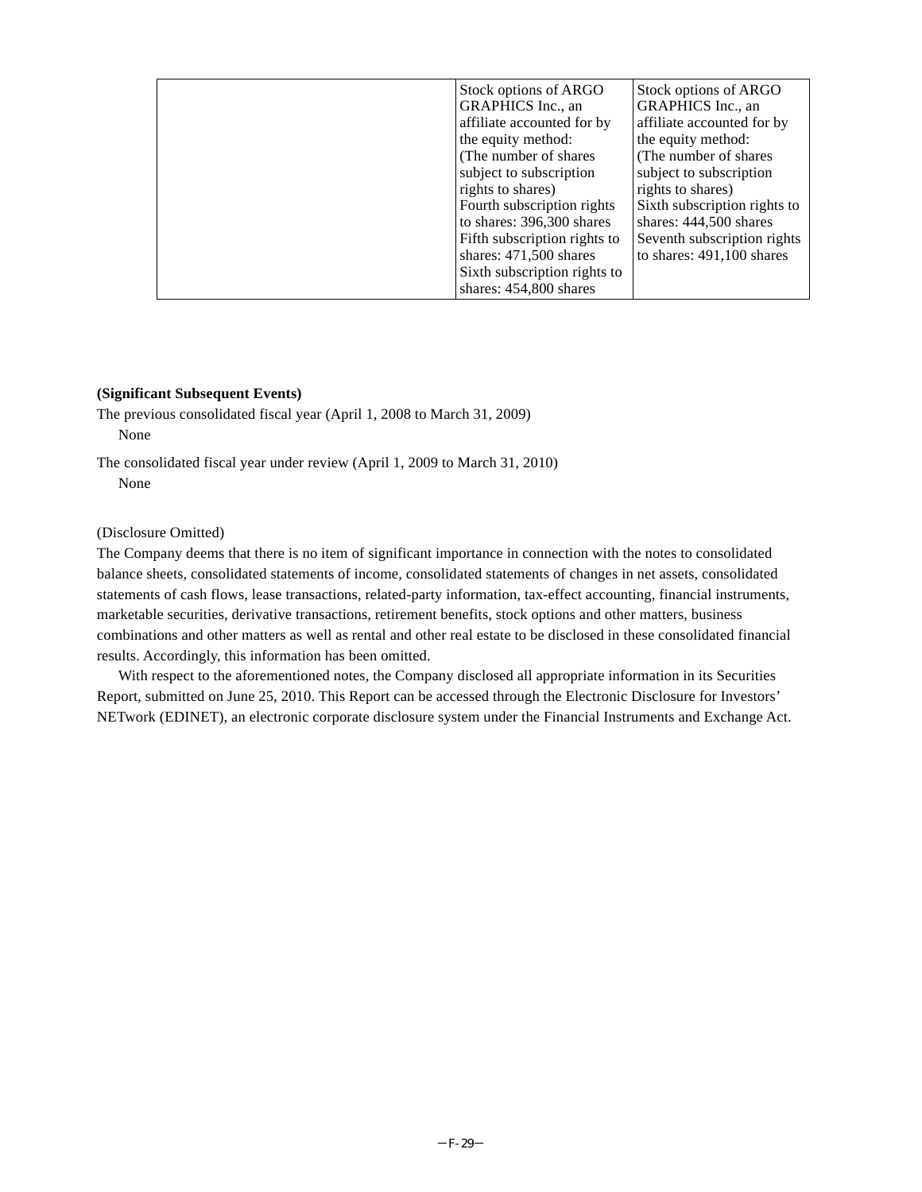| | | |
|---|---|---|
| | Stock options of ARGO GRAPHICS Inc., an affiliate accounted for by the equity method:<br>(The number of shares subject to subscription rights to shares)<br>Fourth subscription rights to shares: 396,300 shares<br>Fifth subscription rights to shares: 471,500 shares<br>Sixth subscription rights to shares: 454,800 shares | Stock options of ARGO GRAPHICS Inc., an affiliate accounted for by the equity method:<br>(The number of shares subject to subscription rights to shares)<br>Sixth subscription rights to shares: 444,500 shares<br>Seventh subscription rights to shares: 491,100 shares |

**(Significant Subsequent Events)**

The previous consolidated fiscal year (April 1, 2008 to March 31, 2009)

None

The consolidated fiscal year under review (April 1, 2009 to March 31, 2010)

None

(Disclosure Omitted)

The Company deems that there is no item of significant importance in connection with the notes to consolidated balance sheets, consolidated statements of income, consolidated statements of changes in net assets, consolidated statements of cash flows, lease transactions, related-party information, tax-effect accounting, financial instruments, marketable securities, derivative transactions, retirement benefits, stock options and other matters, business combinations and other matters as well as rental and other real estate to be disclosed in these consolidated financial results. Accordingly, this information has been omitted.

With respect to the aforementioned notes, the Company disclosed all appropriate information in its Securities Report, submitted on June 25, 2010. This Report can be accessed through the Electronic Disclosure for Investors' NETwork (EDINET), an electronic corporate disclosure system under the Financial Instruments and Exchange Act.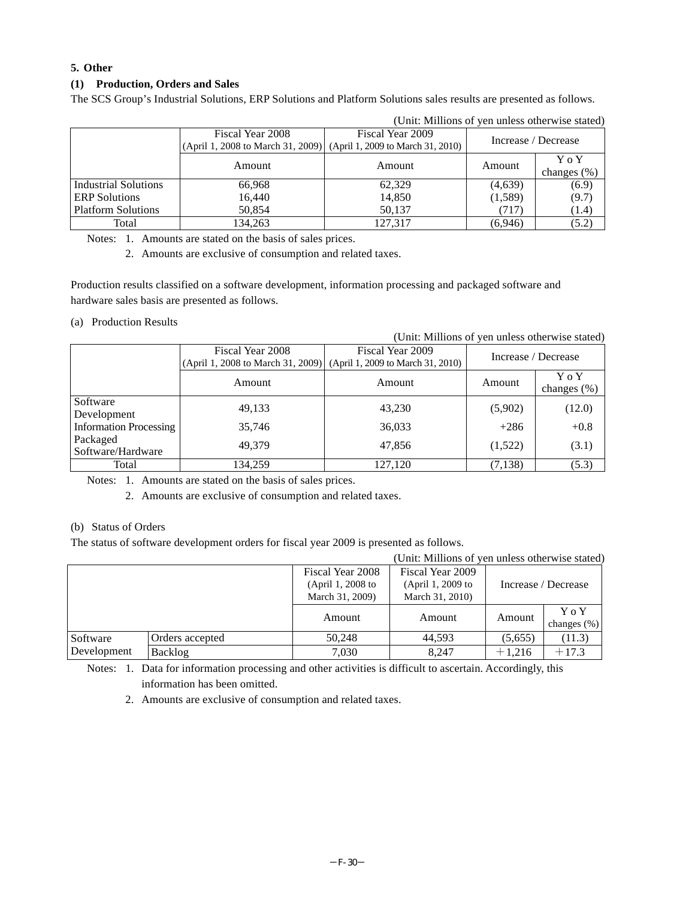### 5. Other

#### (1) Production, Orders and Sales

The SCS Group's Industrial Solutions, ERP Solutions and Platform Solutions sales results are presented as follows.

(Unit: Millions of yen unless otherwise stated)

| | Fiscal Year 2008 (April 1, 2008 to March 31, 2009) | Fiscal Year 2009 (April 1, 2009 to March 31, 2010) | Increase / Decrease | |
|---|---|---|---|---|
| | Amount | Amount | Amount | Y o Y changes (%) |
| Industrial Solutions | 66,968 | 62,329 | (4,639) | (6.9) |
| ERP Solutions | 16,440 | 14,850 | (1,589) | (9.7) |
| Platform Solutions | 50,854 | 50,137 | (717) | (1.4) |
| Total | 134,263 | 127,317 | (6,946) | (5.2) |

Notes: 1. Amounts are stated on the basis of sales prices.

2. Amounts are exclusive of consumption and related taxes.

Production results classified on a software development, information processing and packaged software and hardware sales basis are presented as follows.

(a) Production Results

(Unit: Millions of yen unless otherwise stated)

| | Fiscal Year 2008 (April 1, 2008 to March 31, 2009) | Fiscal Year 2009 (April 1, 2009 to March 31, 2010) | Increase / Decrease | |
|---|---|---|---|---|
| | Amount | Amount | Amount | Y o Y changes (%) |
| Software Development | 49,133 | 43,230 | (5,902) | (12.0) |
| Information Processing | 35,746 | 36,033 | +286 | +0.8 |
| Packaged Software/Hardware | 49,379 | 47,856 | (1,522) | (3.1) |
| Total | 134,259 | 127,120 | (7,138) | (5.3) |

Notes: 1. Amounts are stated on the basis of sales prices.

2. Amounts are exclusive of consumption and related taxes.

(b) Status of Orders

The status of software development orders for fiscal year 2009 is presented as follows.

(Unit: Millions of yen unless otherwise stated)

| | | Fiscal Year 2008 (April 1, 2008 to March 31, 2009) | Fiscal Year 2009 (April 1, 2009 to March 31, 2010) | Increase / Decrease | |
|---|---|---|---|---|---|
| | | Amount | Amount | Amount | Y o Y changes (%) |
| Software Development | Orders accepted | 50,248 | 44,593 | (5,655) | (11.3) |
| | Backlog | 7,030 | 8,247 | ＋1,216 | ＋17.3 |

Notes: 1. Data for information processing and other activities is difficult to ascertain. Accordingly, this information has been omitted.

2. Amounts are exclusive of consumption and related taxes.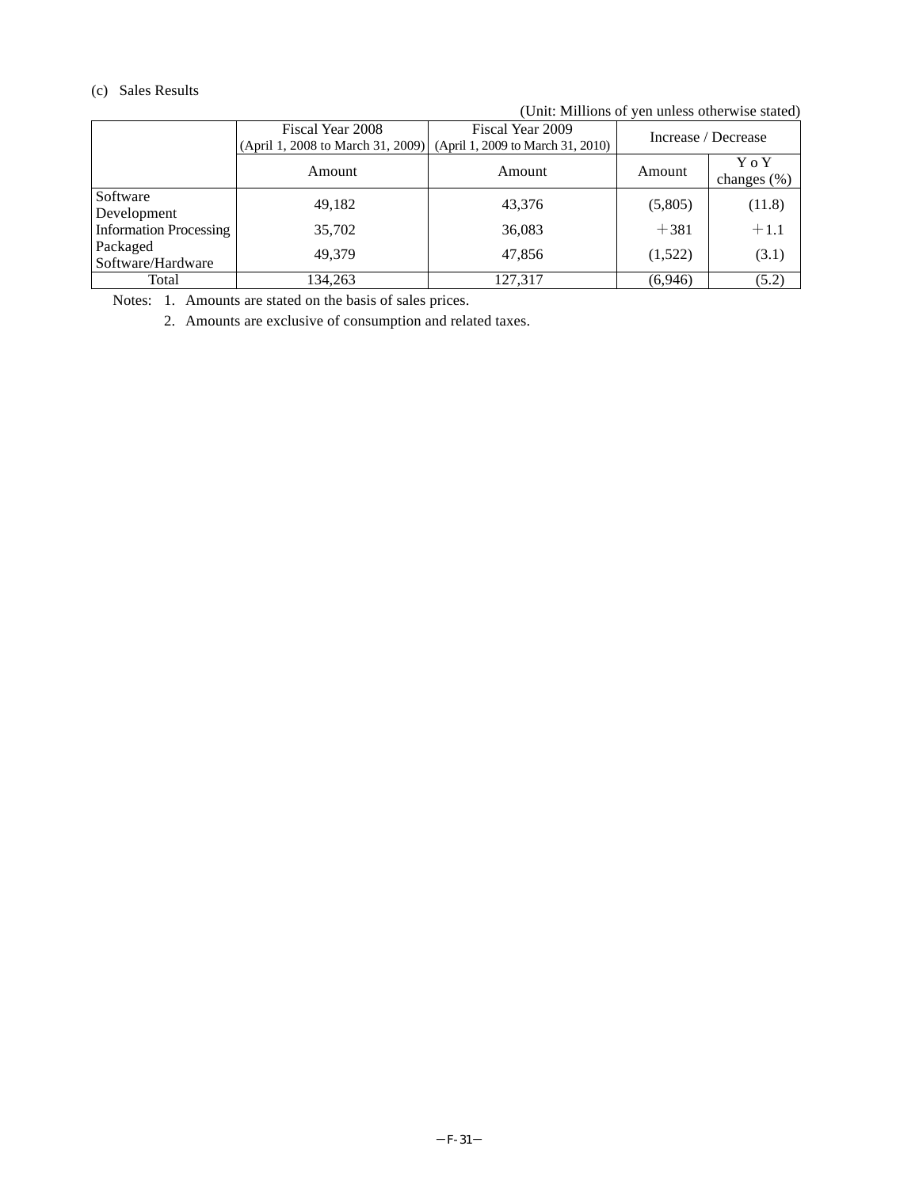(c) Sales Results

(Unit: Millions of yen unless otherwise stated)

| | Fiscal Year 2008 (April 1, 2008 to March 31, 2009) | Fiscal Year 2009 (April 1, 2009 to March 31, 2010) | Increase / Decrease | |
|---|---|---|---|---|
| | Amount | Amount | Amount | Y o Y changes (%) |
| Software Development | 49,182 | 43,376 | (5,805) | (11.8) |
| Information Processing | 35,702 | 36,083 | ＋381 | ＋1.1 |
| Packaged Software/Hardware | 49,379 | 47,856 | (1,522) | (3.1) |
| Total | 134,263 | 127,317 | (6,946) | (5.2) |

Notes: 1. Amounts are stated on the basis of sales prices.

2. Amounts are exclusive of consumption and related taxes.